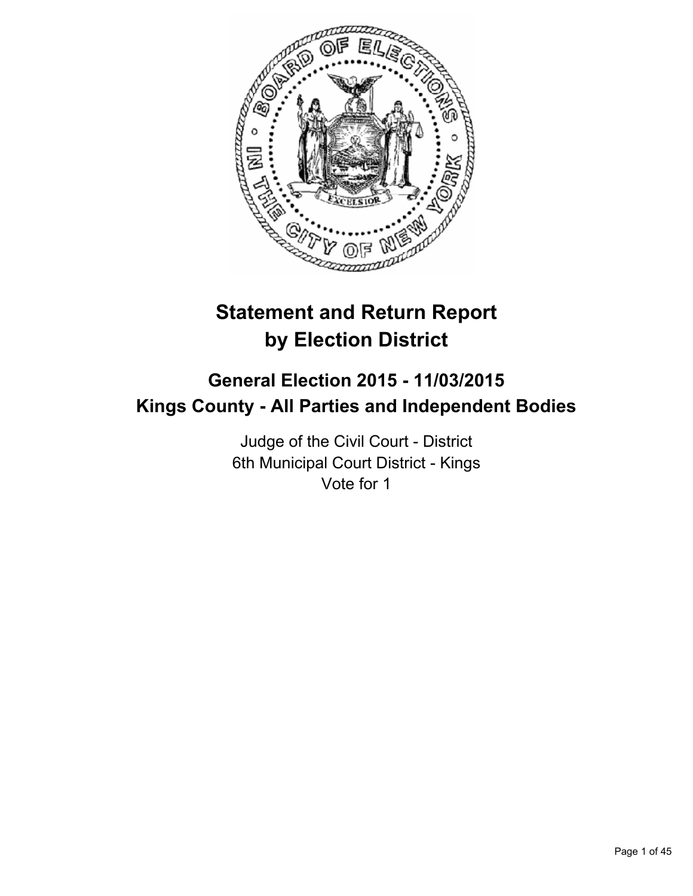# Statement and Return Report by Election District

## General Election 2015 - 11/03/2015
## Kings County - All Parties and Independent Bodies

Judge of the Civil Court - District
6th Municipal Court District - Kings
Vote for 1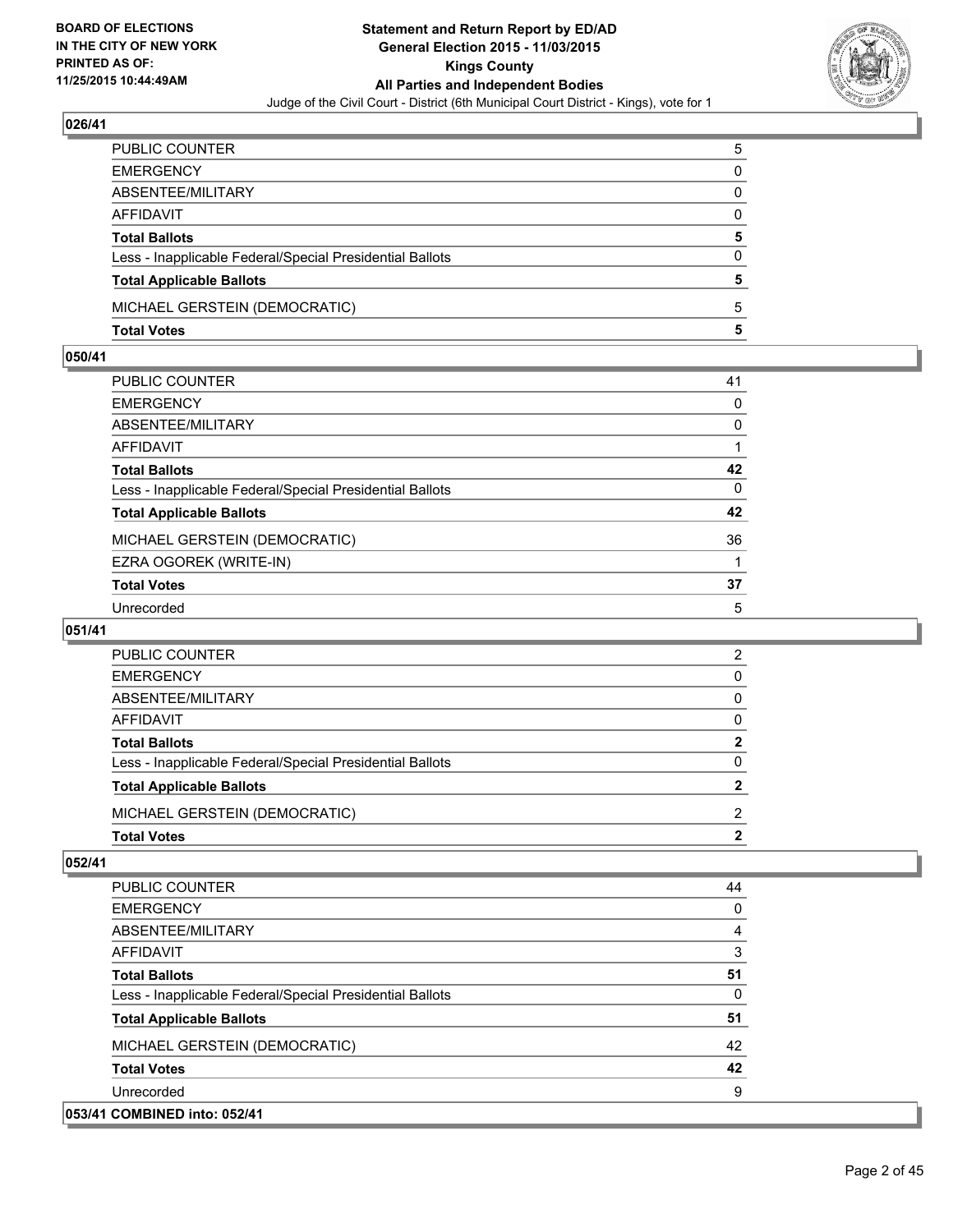**BOARD OF ELECTIONS IN THE CITY OF NEW YORK PRINTED AS OF: 11/25/2015 10:44:49AM**

# Statement and Return Report by ED/AD
## General Election 2015 - 11/03/2015
## Kings County
## All Parties and Independent Bodies
Judge of the Civil Court - District (6th Municipal Court District - Kings), vote for 1

### 026/41

| | |
|---|---|
| PUBLIC COUNTER | 5 |
| EMERGENCY | 0 |
| ABSENTEE/MILITARY | 0 |
| AFFIDAVIT | 0 |
| **Total Ballots** | **5** |
| Less - Inapplicable Federal/Special Presidential Ballots | 0 |
| **Total Applicable Ballots** | **5** |
| MICHAEL GERSTEIN (DEMOCRATIC) | 5 |
| **Total Votes** | **5** |

### 050/41

| | |
|---|---|
| PUBLIC COUNTER | 41 |
| EMERGENCY | 0 |
| ABSENTEE/MILITARY | 0 |
| AFFIDAVIT | 1 |
| **Total Ballots** | **42** |
| Less - Inapplicable Federal/Special Presidential Ballots | 0 |
| **Total Applicable Ballots** | **42** |
| MICHAEL GERSTEIN (DEMOCRATIC) | 36 |
| EZRA OGOREK (WRITE-IN) | 1 |
| **Total Votes** | **37** |
| Unrecorded | 5 |

### 051/41

| | |
|---|---|
| PUBLIC COUNTER | 2 |
| EMERGENCY | 0 |
| ABSENTEE/MILITARY | 0 |
| AFFIDAVIT | 0 |
| **Total Ballots** | **2** |
| Less - Inapplicable Federal/Special Presidential Ballots | 0 |
| **Total Applicable Ballots** | **2** |
| MICHAEL GERSTEIN (DEMOCRATIC) | 2 |
| **Total Votes** | **2** |

### 052/41

| | |
|---|---|
| PUBLIC COUNTER | 44 |
| EMERGENCY | 0 |
| ABSENTEE/MILITARY | 4 |
| AFFIDAVIT | 3 |
| **Total Ballots** | **51** |
| Less - Inapplicable Federal/Special Presidential Ballots | 0 |
| **Total Applicable Ballots** | **51** |
| MICHAEL GERSTEIN (DEMOCRATIC) | 42 |
| **Total Votes** | **42** |
| Unrecorded | 9 |

### 053/41 COMBINED into: 052/41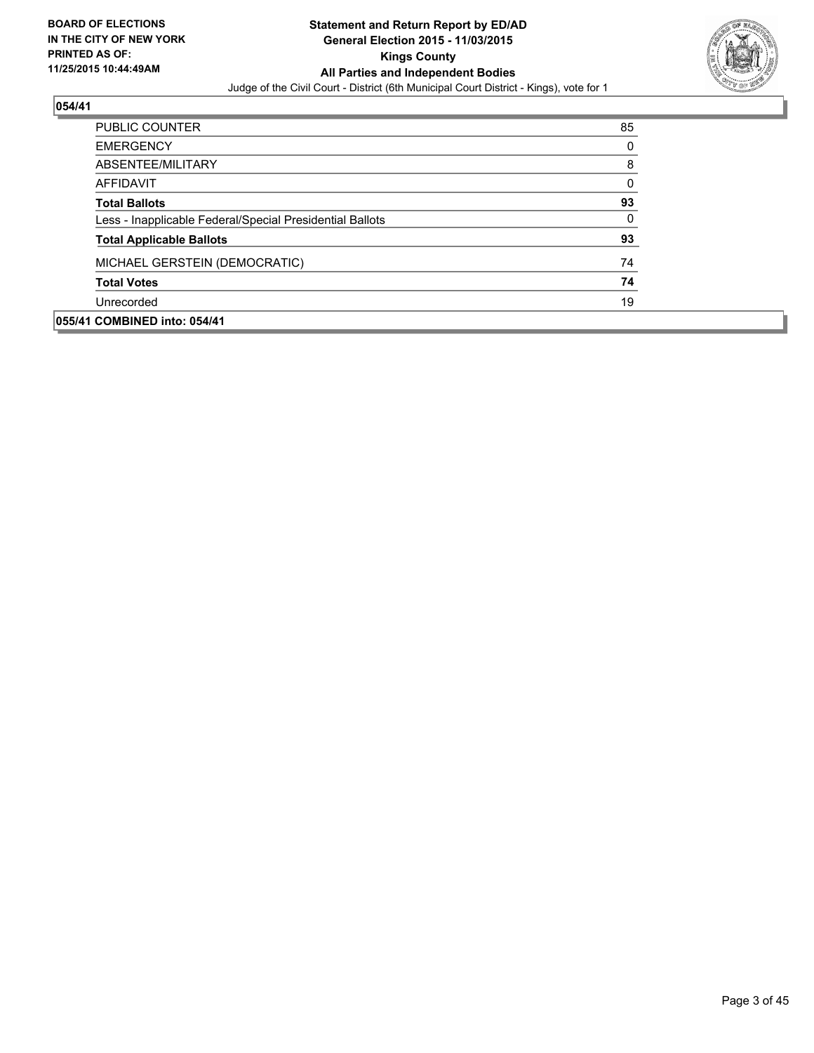**BOARD OF ELECTIONS IN THE CITY OF NEW YORK PRINTED AS OF: 11/25/2015 10:44:49AM**

**Statement and Return Report by ED/AD**
**General Election 2015 - 11/03/2015**
**Kings County**
**All Parties and Independent Bodies**
Judge of the Civil Court - District (6th Municipal Court District - Kings), vote for 1

**054/41**

| | |
|---|---|
| PUBLIC COUNTER | 85 |
| EMERGENCY | 0 |
| ABSENTEE/MILITARY | 8 |
| AFFIDAVIT | 0 |
| **Total Ballots** | **93** |
| Less - Inapplicable Federal/Special Presidential Ballots | 0 |
| **Total Applicable Ballots** | **93** |
| MICHAEL GERSTEIN (DEMOCRATIC) | 74 |
| **Total Votes** | **74** |
| Unrecorded | 19 |

**055/41 COMBINED into: 054/41**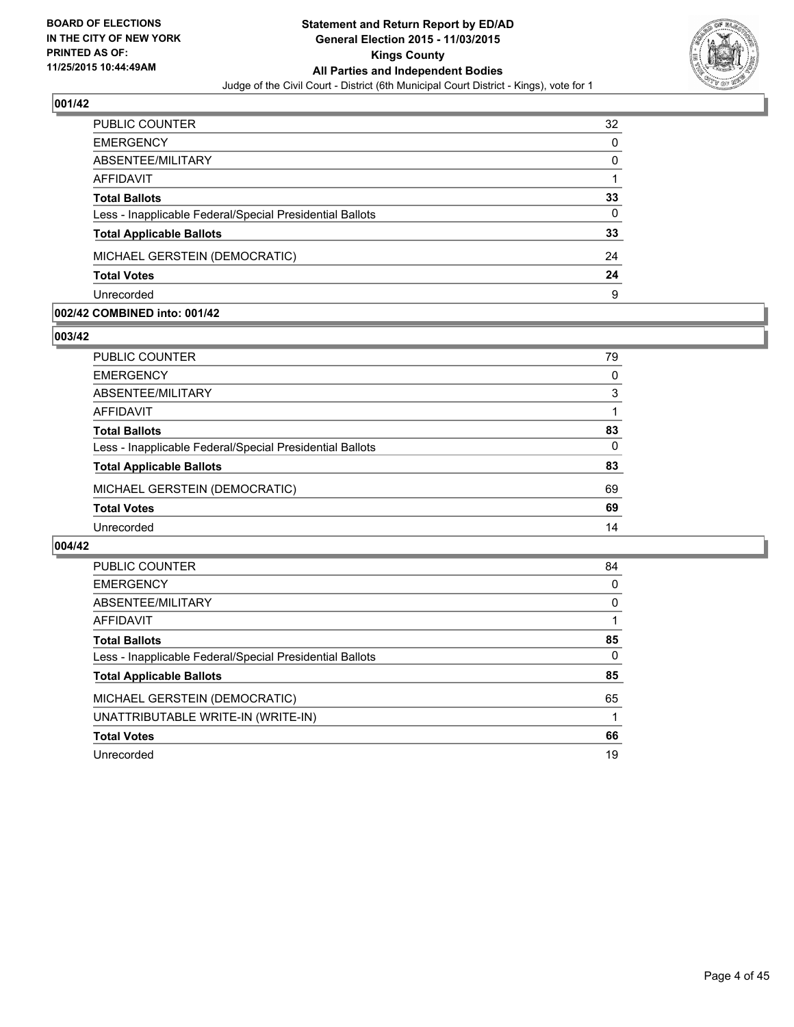**BOARD OF ELECTIONS IN THE CITY OF NEW YORK PRINTED AS OF: 11/25/2015 10:44:49AM**

**Statement and Return Report by ED/AD General Election 2015 - 11/03/2015 Kings County All Parties and Independent Bodies**

Judge of the Civil Court - District (6th Municipal Court District - Kings), vote for 1

### 001/42

| | |
|---|---|
| PUBLIC COUNTER | 32 |
| EMERGENCY | 0 |
| ABSENTEE/MILITARY | 0 |
| AFFIDAVIT | 1 |
| **Total Ballots** | **33** |
| Less - Inapplicable Federal/Special Presidential Ballots | 0 |
| **Total Applicable Ballots** | **33** |
| MICHAEL GERSTEIN (DEMOCRATIC) | 24 |
| **Total Votes** | **24** |
| Unrecorded | 9 |

### 002/42 COMBINED into: 001/42

### 003/42

| | |
|---|---|
| PUBLIC COUNTER | 79 |
| EMERGENCY | 0 |
| ABSENTEE/MILITARY | 3 |
| AFFIDAVIT | 1 |
| **Total Ballots** | **83** |
| Less - Inapplicable Federal/Special Presidential Ballots | 0 |
| **Total Applicable Ballots** | **83** |
| MICHAEL GERSTEIN (DEMOCRATIC) | 69 |
| **Total Votes** | **69** |
| Unrecorded | 14 |

### 004/42

| | |
|---|---|
| PUBLIC COUNTER | 84 |
| EMERGENCY | 0 |
| ABSENTEE/MILITARY | 0 |
| AFFIDAVIT | 1 |
| **Total Ballots** | **85** |
| Less - Inapplicable Federal/Special Presidential Ballots | 0 |
| **Total Applicable Ballots** | **85** |
| MICHAEL GERSTEIN (DEMOCRATIC) | 65 |
| UNATTRIBUTABLE WRITE-IN (WRITE-IN) | 1 |
| **Total Votes** | **66** |
| Unrecorded | 19 |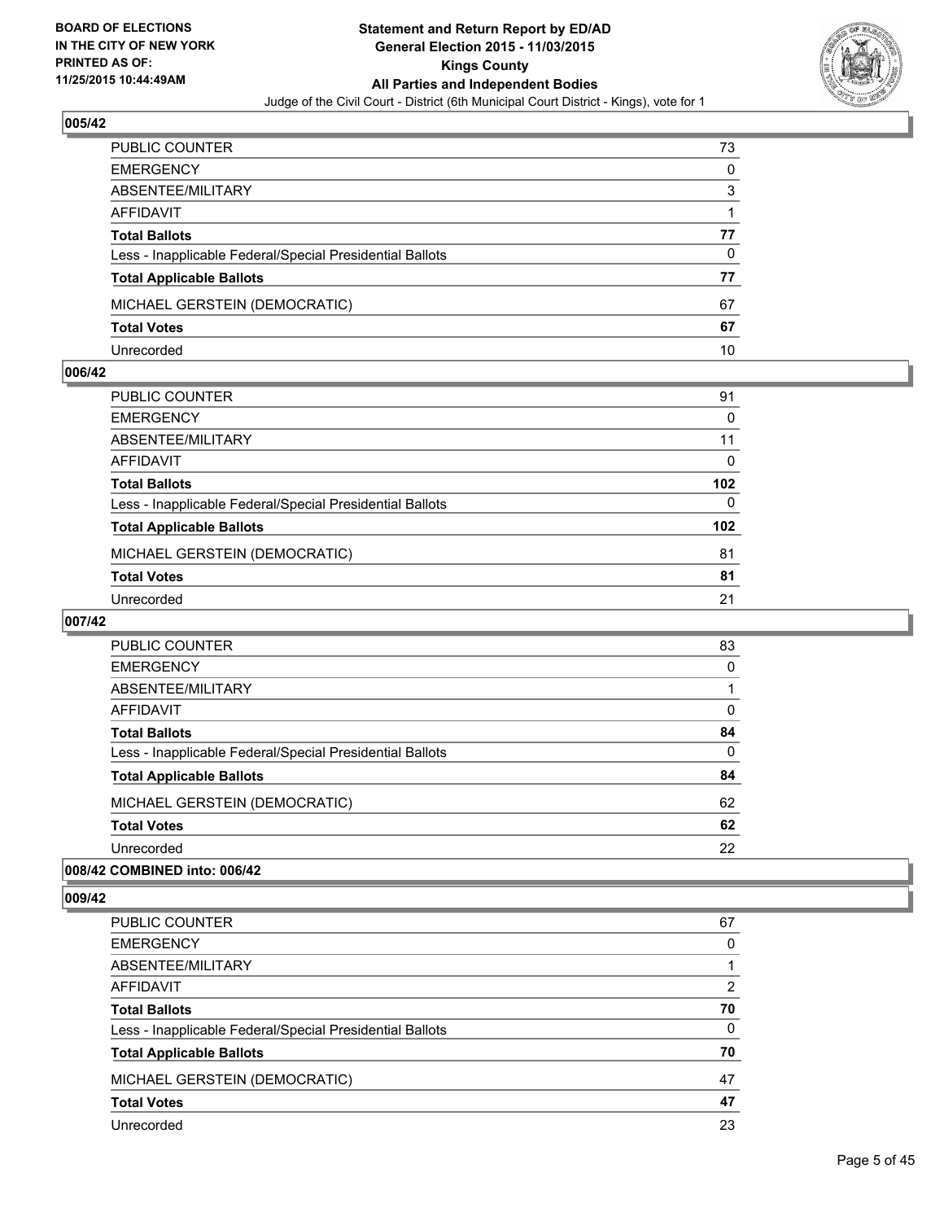**BOARD OF ELECTIONS IN THE CITY OF NEW YORK PRINTED AS OF: 11/25/2015 10:44:49AM**

**Statement and Return Report by ED/AD General Election 2015 - 11/03/2015 Kings County All Parties and Independent Bodies**

Judge of the Civil Court - District (6th Municipal Court District - Kings), vote for 1

### 005/42

| | |
|---|---|
| PUBLIC COUNTER | 73 |
| EMERGENCY | 0 |
| ABSENTEE/MILITARY | 3 |
| AFFIDAVIT | 1 |
| **Total Ballots** | **77** |
| Less - Inapplicable Federal/Special Presidential Ballots | 0 |
| **Total Applicable Ballots** | **77** |
| MICHAEL GERSTEIN (DEMOCRATIC) | 67 |
| **Total Votes** | **67** |
| Unrecorded | 10 |

### 006/42

| | |
|---|---|
| PUBLIC COUNTER | 91 |
| EMERGENCY | 0 |
| ABSENTEE/MILITARY | 11 |
| AFFIDAVIT | 0 |
| **Total Ballots** | **102** |
| Less - Inapplicable Federal/Special Presidential Ballots | 0 |
| **Total Applicable Ballots** | **102** |
| MICHAEL GERSTEIN (DEMOCRATIC) | 81 |
| **Total Votes** | **81** |
| Unrecorded | 21 |

### 007/42

| | |
|---|---|
| PUBLIC COUNTER | 83 |
| EMERGENCY | 0 |
| ABSENTEE/MILITARY | 1 |
| AFFIDAVIT | 0 |
| **Total Ballots** | **84** |
| Less - Inapplicable Federal/Special Presidential Ballots | 0 |
| **Total Applicable Ballots** | **84** |
| MICHAEL GERSTEIN (DEMOCRATIC) | 62 |
| **Total Votes** | **62** |
| Unrecorded | 22 |

### 008/42 COMBINED into: 006/42

### 009/42

| | |
|---|---|
| PUBLIC COUNTER | 67 |
| EMERGENCY | 0 |
| ABSENTEE/MILITARY | 1 |
| AFFIDAVIT | 2 |
| **Total Ballots** | **70** |
| Less - Inapplicable Federal/Special Presidential Ballots | 0 |
| **Total Applicable Ballots** | **70** |
| MICHAEL GERSTEIN (DEMOCRATIC) | 47 |
| **Total Votes** | **47** |
| Unrecorded | 23 |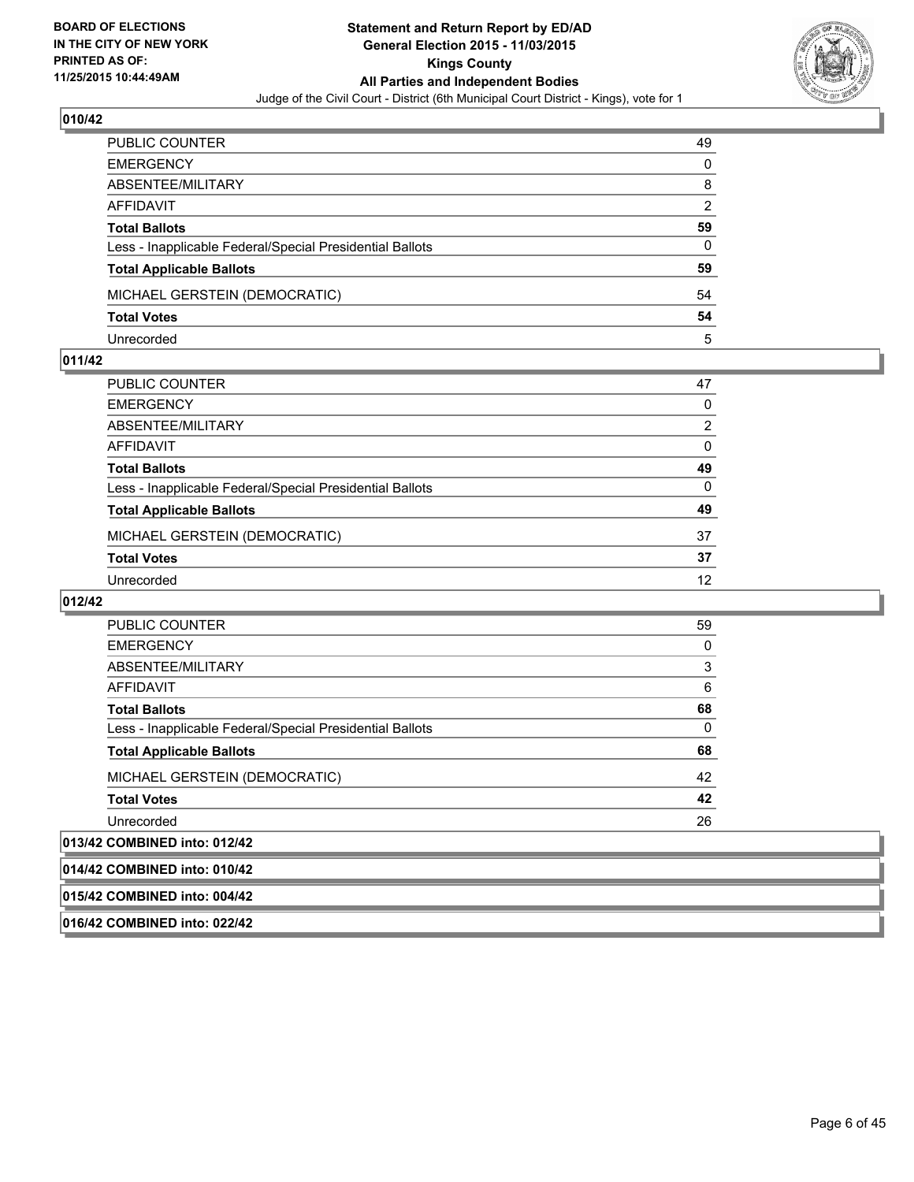BOARD OF ELECTIONS
IN THE CITY OF NEW YORK
PRINTED AS OF:
11/25/2015 10:44:49AM

**Statement and Return Report by ED/AD**
**General Election 2015 - 11/03/2015**
**Kings County**
**All Parties and Independent Bodies**
Judge of the Civil Court - District (6th Municipal Court District - Kings), vote for 1

### 010/42

| | |
|---|---|
| PUBLIC COUNTER | 49 |
| EMERGENCY | 0 |
| ABSENTEE/MILITARY | 8 |
| AFFIDAVIT | 2 |
| **Total Ballots** | **59** |
| Less - Inapplicable Federal/Special Presidential Ballots | 0 |
| **Total Applicable Ballots** | **59** |
| MICHAEL GERSTEIN (DEMOCRATIC) | 54 |
| **Total Votes** | **54** |
| Unrecorded | 5 |

### 011/42

| | |
|---|---|
| PUBLIC COUNTER | 47 |
| EMERGENCY | 0 |
| ABSENTEE/MILITARY | 2 |
| AFFIDAVIT | 0 |
| **Total Ballots** | **49** |
| Less - Inapplicable Federal/Special Presidential Ballots | 0 |
| **Total Applicable Ballots** | **49** |
| MICHAEL GERSTEIN (DEMOCRATIC) | 37 |
| **Total Votes** | **37** |
| Unrecorded | 12 |

### 012/42

| | |
|---|---|
| PUBLIC COUNTER | 59 |
| EMERGENCY | 0 |
| ABSENTEE/MILITARY | 3 |
| AFFIDAVIT | 6 |
| **Total Ballots** | **68** |
| Less - Inapplicable Federal/Special Presidential Ballots | 0 |
| **Total Applicable Ballots** | **68** |
| MICHAEL GERSTEIN (DEMOCRATIC) | 42 |
| **Total Votes** | **42** |
| Unrecorded | 26 |

### 013/42 COMBINED into: 012/42

### 014/42 COMBINED into: 010/42

### 015/42 COMBINED into: 004/42

### 016/42 COMBINED into: 022/42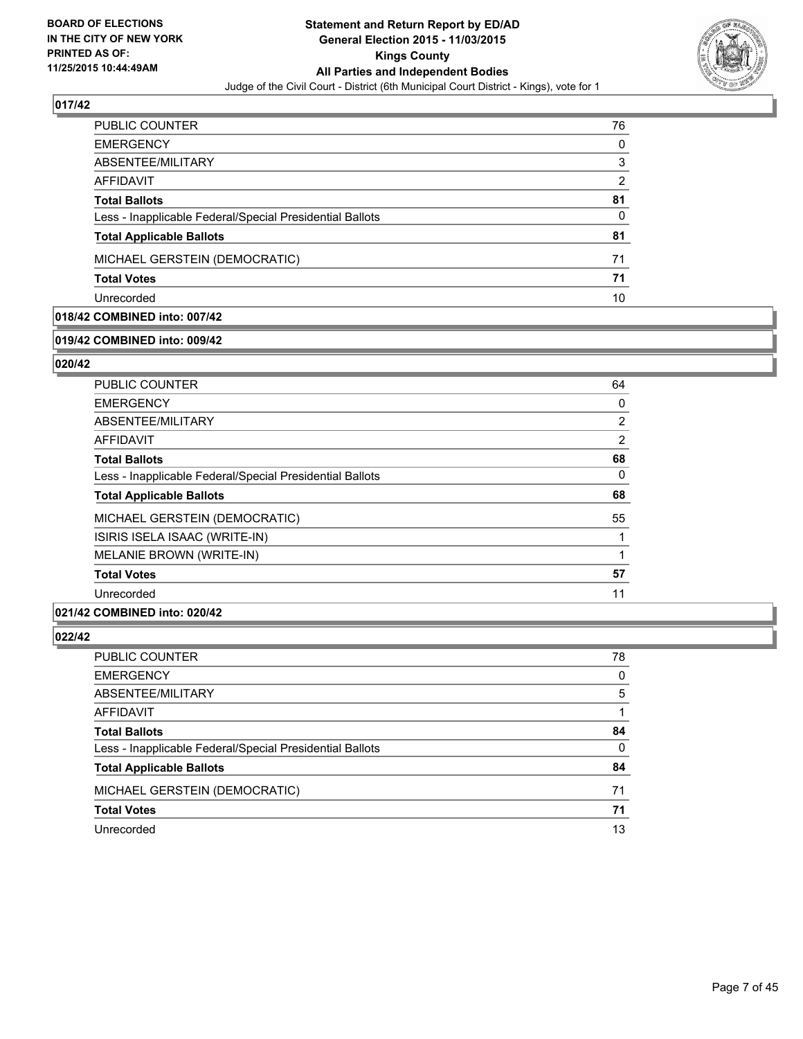### 017/42

| | |
|---|---|
| PUBLIC COUNTER | 76 |
| EMERGENCY | 0 |
| ABSENTEE/MILITARY | 3 |
| AFFIDAVIT | 2 |
| **Total Ballots** | **81** |
| Less - Inapplicable Federal/Special Presidential Ballots | 0 |
| **Total Applicable Ballots** | **81** |
| MICHAEL GERSTEIN (DEMOCRATIC) | 71 |
| **Total Votes** | **71** |
| Unrecorded | 10 |

### 018/42 COMBINED into: 007/42

### 019/42 COMBINED into: 009/42

### 020/42

| | |
|---|---|
| PUBLIC COUNTER | 64 |
| EMERGENCY | 0 |
| ABSENTEE/MILITARY | 2 |
| AFFIDAVIT | 2 |
| **Total Ballots** | **68** |
| Less - Inapplicable Federal/Special Presidential Ballots | 0 |
| **Total Applicable Ballots** | **68** |
| MICHAEL GERSTEIN (DEMOCRATIC) | 55 |
| ISIRIS ISELA ISAAC (WRITE-IN) | 1 |
| MELANIE BROWN (WRITE-IN) | 1 |
| **Total Votes** | **57** |
| Unrecorded | 11 |

### 021/42 COMBINED into: 020/42

### 022/42

| | |
|---|---|
| PUBLIC COUNTER | 78 |
| EMERGENCY | 0 |
| ABSENTEE/MILITARY | 5 |
| AFFIDAVIT | 1 |
| **Total Ballots** | **84** |
| Less - Inapplicable Federal/Special Presidential Ballots | 0 |
| **Total Applicable Ballots** | **84** |
| MICHAEL GERSTEIN (DEMOCRATIC) | 71 |
| **Total Votes** | **71** |
| Unrecorded | 13 |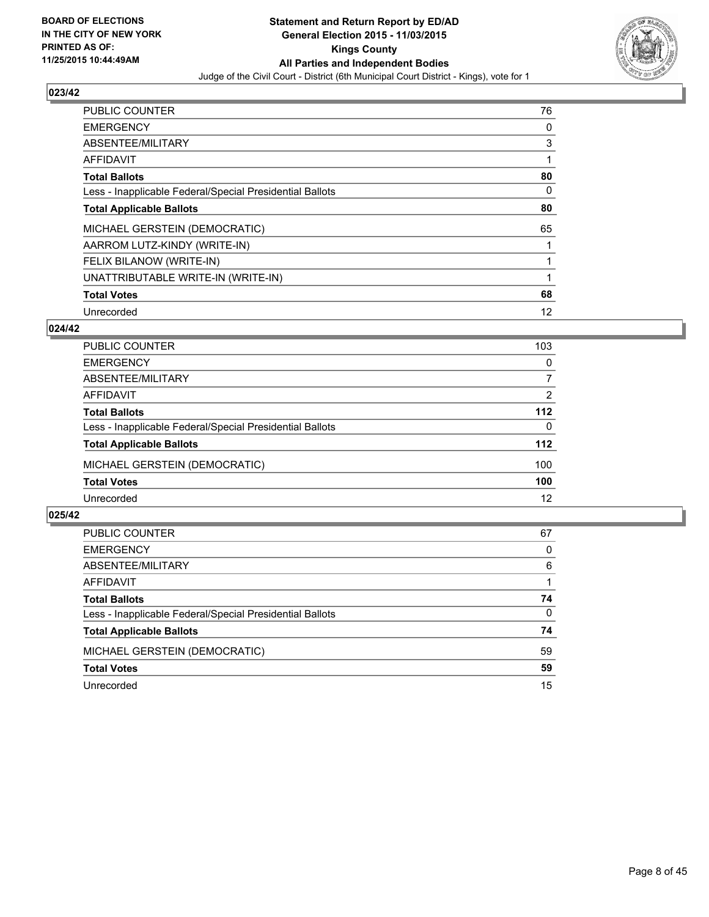**BOARD OF ELECTIONS IN THE CITY OF NEW YORK PRINTED AS OF: 11/25/2015 10:44:49AM**

**Statement and Return Report by ED/AD General Election 2015 - 11/03/2015 Kings County All Parties and Independent Bodies**

Judge of the Civil Court - District (6th Municipal Court District - Kings), vote for 1

## 023/42

| | |
|---|---|
| PUBLIC COUNTER | 76 |
| EMERGENCY | 0 |
| ABSENTEE/MILITARY | 3 |
| AFFIDAVIT | 1 |
| **Total Ballots** | **80** |
| Less - Inapplicable Federal/Special Presidential Ballots | 0 |
| **Total Applicable Ballots** | **80** |
| MICHAEL GERSTEIN (DEMOCRATIC) | 65 |
| AARROM LUTZ-KINDY (WRITE-IN) | 1 |
| FELIX BILANOW (WRITE-IN) | 1 |
| UNATTRIBUTABLE WRITE-IN (WRITE-IN) | 1 |
| **Total Votes** | **68** |
| Unrecorded | 12 |

## 024/42

| | |
|---|---|
| PUBLIC COUNTER | 103 |
| EMERGENCY | 0 |
| ABSENTEE/MILITARY | 7 |
| AFFIDAVIT | 2 |
| **Total Ballots** | **112** |
| Less - Inapplicable Federal/Special Presidential Ballots | 0 |
| **Total Applicable Ballots** | **112** |
| MICHAEL GERSTEIN (DEMOCRATIC) | 100 |
| **Total Votes** | **100** |
| Unrecorded | 12 |

## 025/42

| | |
|---|---|
| PUBLIC COUNTER | 67 |
| EMERGENCY | 0 |
| ABSENTEE/MILITARY | 6 |
| AFFIDAVIT | 1 |
| **Total Ballots** | **74** |
| Less - Inapplicable Federal/Special Presidential Ballots | 0 |
| **Total Applicable Ballots** | **74** |
| MICHAEL GERSTEIN (DEMOCRATIC) | 59 |
| **Total Votes** | **59** |
| Unrecorded | 15 |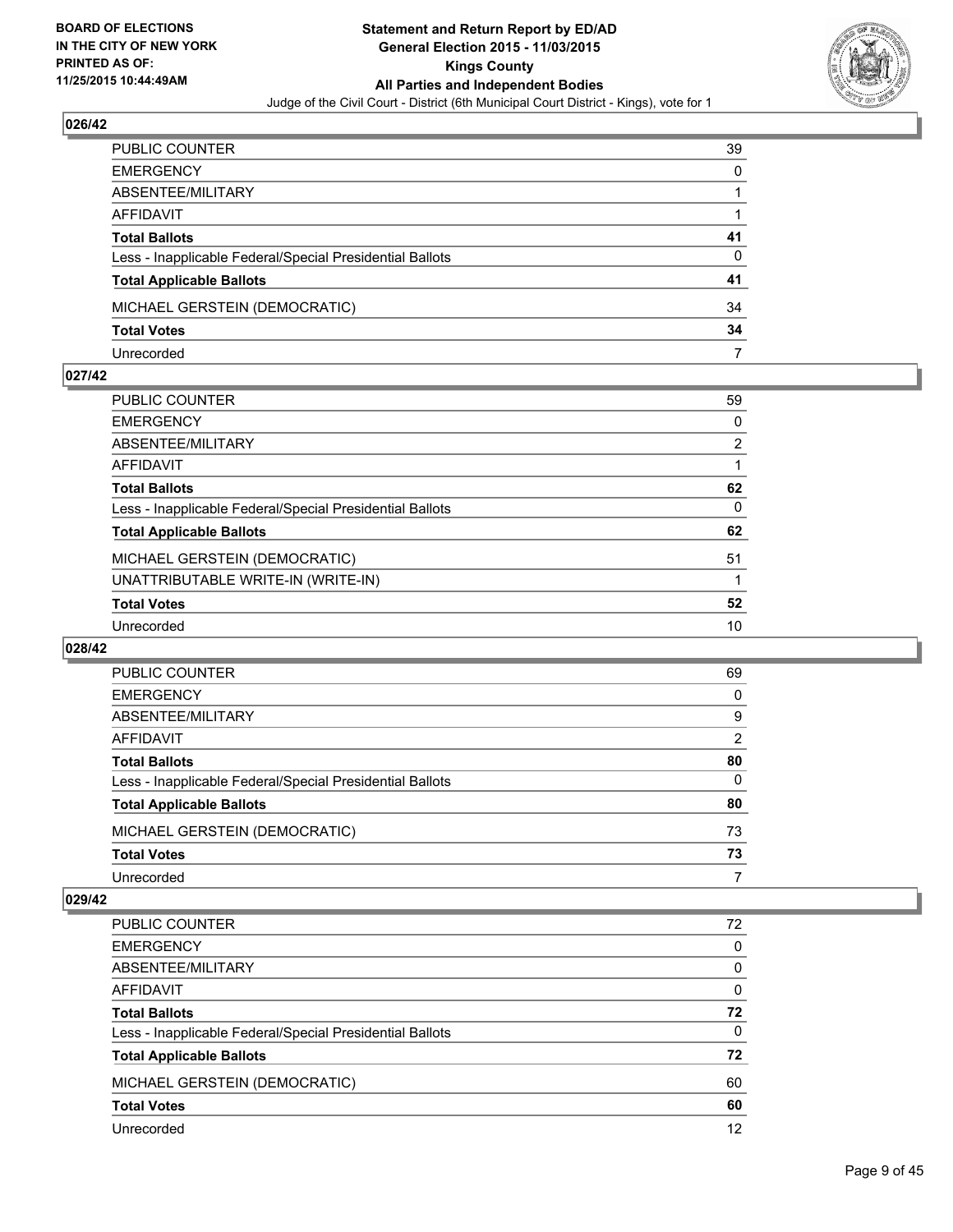### 026/42

| | |
|---|---|
| PUBLIC COUNTER | 39 |
| EMERGENCY | 0 |
| ABSENTEE/MILITARY | 1 |
| AFFIDAVIT | 1 |
| **Total Ballots** | **41** |
| Less - Inapplicable Federal/Special Presidential Ballots | 0 |
| **Total Applicable Ballots** | **41** |
| MICHAEL GERSTEIN (DEMOCRATIC) | 34 |
| **Total Votes** | **34** |
| Unrecorded | 7 |

### 027/42

| | |
|---|---|
| PUBLIC COUNTER | 59 |
| EMERGENCY | 0 |
| ABSENTEE/MILITARY | 2 |
| AFFIDAVIT | 1 |
| **Total Ballots** | **62** |
| Less - Inapplicable Federal/Special Presidential Ballots | 0 |
| **Total Applicable Ballots** | **62** |
| MICHAEL GERSTEIN (DEMOCRATIC) | 51 |
| UNATTRIBUTABLE WRITE-IN (WRITE-IN) | 1 |
| **Total Votes** | **52** |
| Unrecorded | 10 |

### 028/42

| | |
|---|---|
| PUBLIC COUNTER | 69 |
| EMERGENCY | 0 |
| ABSENTEE/MILITARY | 9 |
| AFFIDAVIT | 2 |
| **Total Ballots** | **80** |
| Less - Inapplicable Federal/Special Presidential Ballots | 0 |
| **Total Applicable Ballots** | **80** |
| MICHAEL GERSTEIN (DEMOCRATIC) | 73 |
| **Total Votes** | **73** |
| Unrecorded | 7 |

### 029/42

| | |
|---|---|
| PUBLIC COUNTER | 72 |
| EMERGENCY | 0 |
| ABSENTEE/MILITARY | 0 |
| AFFIDAVIT | 0 |
| **Total Ballots** | **72** |
| Less - Inapplicable Federal/Special Presidential Ballots | 0 |
| **Total Applicable Ballots** | **72** |
| MICHAEL GERSTEIN (DEMOCRATIC) | 60 |
| **Total Votes** | **60** |
| Unrecorded | 12 |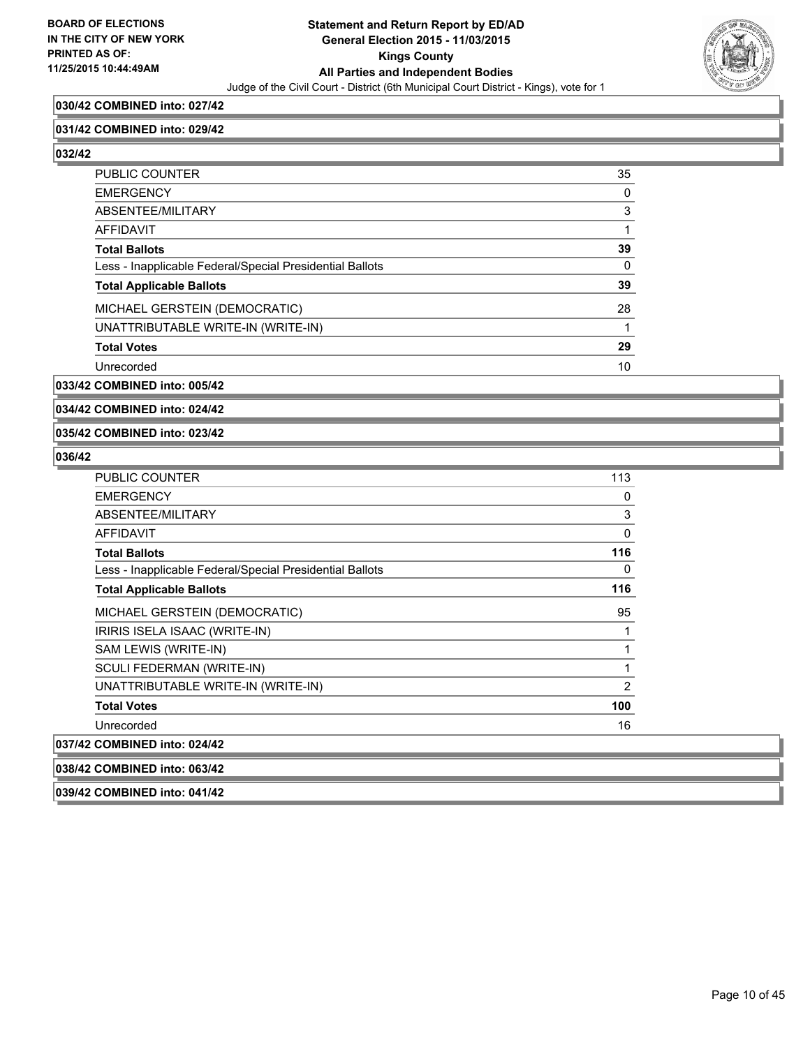**030/42 COMBINED into: 027/42**

**031/42 COMBINED into: 029/42**

**032/42**

| | |
|---|---|
| PUBLIC COUNTER | 35 |
| EMERGENCY | 0 |
| ABSENTEE/MILITARY | 3 |
| AFFIDAVIT | 1 |
| **Total Ballots** | **39** |
| Less - Inapplicable Federal/Special Presidential Ballots | 0 |
| **Total Applicable Ballots** | **39** |
| MICHAEL GERSTEIN (DEMOCRATIC) | 28 |
| UNATTRIBUTABLE WRITE-IN (WRITE-IN) | 1 |
| **Total Votes** | **29** |
| Unrecorded | 10 |

**033/42 COMBINED into: 005/42**

**034/42 COMBINED into: 024/42**

**035/42 COMBINED into: 023/42**

**036/42**

| | |
|---|---|
| PUBLIC COUNTER | 113 |
| EMERGENCY | 0 |
| ABSENTEE/MILITARY | 3 |
| AFFIDAVIT | 0 |
| **Total Ballots** | **116** |
| Less - Inapplicable Federal/Special Presidential Ballots | 0 |
| **Total Applicable Ballots** | **116** |
| MICHAEL GERSTEIN (DEMOCRATIC) | 95 |
| IRIRIS ISELA ISAAC (WRITE-IN) | 1 |
| SAM LEWIS (WRITE-IN) | 1 |
| SCULI FEDERMAN (WRITE-IN) | 1 |
| UNATTRIBUTABLE WRITE-IN (WRITE-IN) | 2 |
| **Total Votes** | **100** |
| Unrecorded | 16 |

**037/42 COMBINED into: 024/42**

**038/42 COMBINED into: 063/42**

**039/42 COMBINED into: 041/42**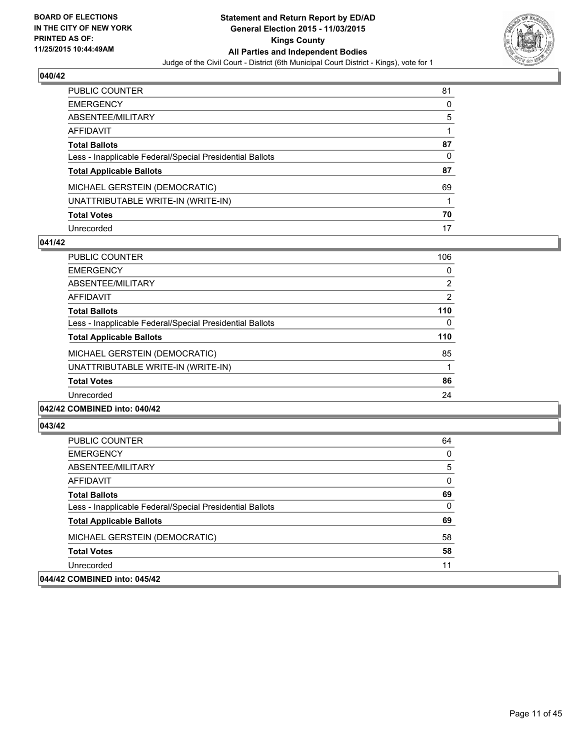**BOARD OF ELECTIONS IN THE CITY OF NEW YORK PRINTED AS OF: 11/25/2015 10:44:49AM**

**Statement and Return Report by ED/AD General Election 2015 - 11/03/2015 Kings County All Parties and Independent Bodies**

Judge of the Civil Court - District (6th Municipal Court District - Kings), vote for 1

### 040/42

| | |
|---|---|
| PUBLIC COUNTER | 81 |
| EMERGENCY | 0 |
| ABSENTEE/MILITARY | 5 |
| AFFIDAVIT | 1 |
| **Total Ballots** | **87** |
| Less - Inapplicable Federal/Special Presidential Ballots | 0 |
| **Total Applicable Ballots** | **87** |
| MICHAEL GERSTEIN (DEMOCRATIC) | 69 |
| UNATTRIBUTABLE WRITE-IN (WRITE-IN) | 1 |
| **Total Votes** | **70** |
| Unrecorded | 17 |

### 041/42

| | |
|---|---|
| PUBLIC COUNTER | 106 |
| EMERGENCY | 0 |
| ABSENTEE/MILITARY | 2 |
| AFFIDAVIT | 2 |
| **Total Ballots** | **110** |
| Less - Inapplicable Federal/Special Presidential Ballots | 0 |
| **Total Applicable Ballots** | **110** |
| MICHAEL GERSTEIN (DEMOCRATIC) | 85 |
| UNATTRIBUTABLE WRITE-IN (WRITE-IN) | 1 |
| **Total Votes** | **86** |
| Unrecorded | 24 |

### 042/42 COMBINED into: 040/42

### 043/42

| | |
|---|---|
| PUBLIC COUNTER | 64 |
| EMERGENCY | 0 |
| ABSENTEE/MILITARY | 5 |
| AFFIDAVIT | 0 |
| **Total Ballots** | **69** |
| Less - Inapplicable Federal/Special Presidential Ballots | 0 |
| **Total Applicable Ballots** | **69** |
| MICHAEL GERSTEIN (DEMOCRATIC) | 58 |
| **Total Votes** | **58** |
| Unrecorded | 11 |

### 044/42 COMBINED into: 045/42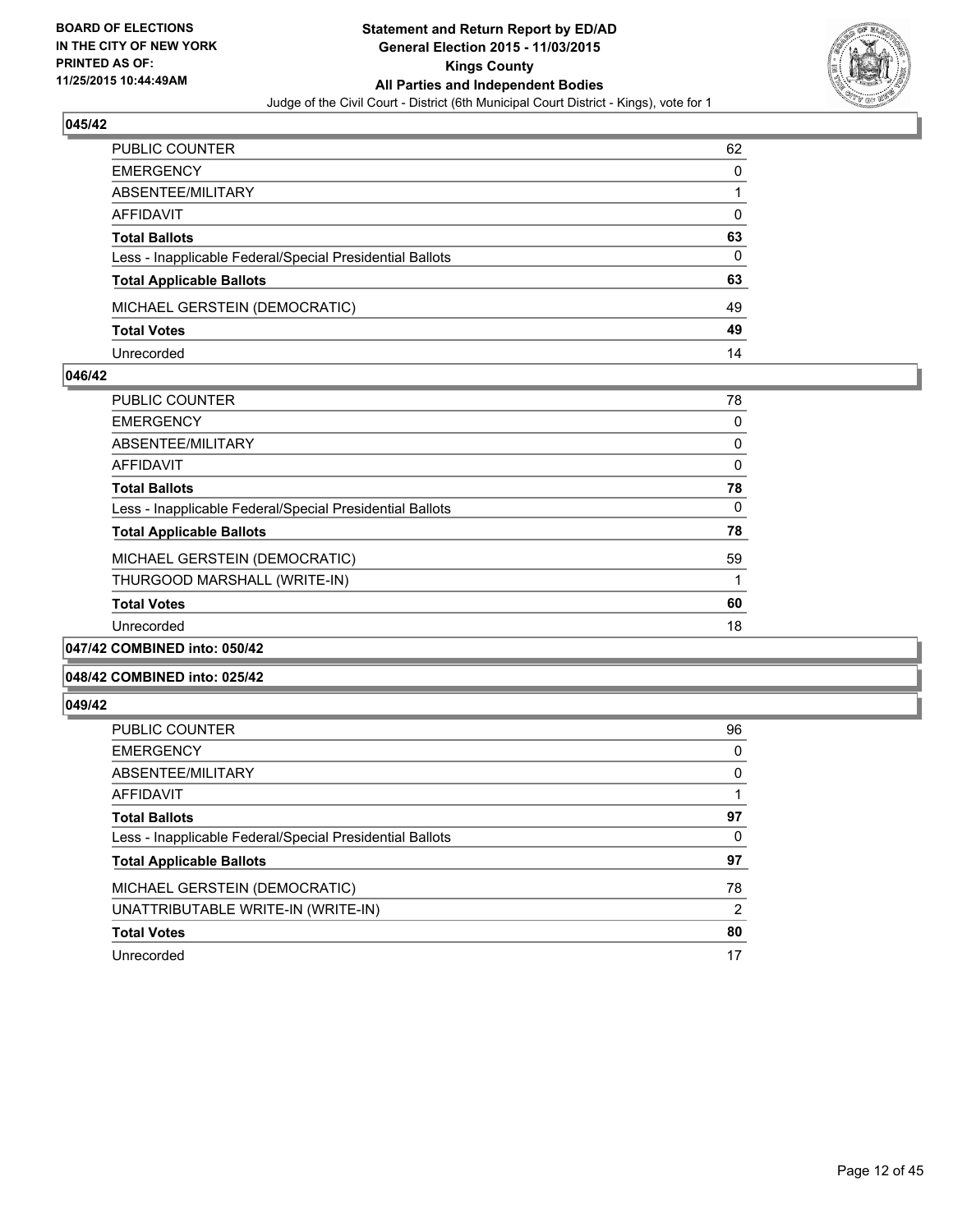**BOARD OF ELECTIONS IN THE CITY OF NEW YORK PRINTED AS OF: 11/25/2015 10:44:49AM**

**Statement and Return Report by ED/AD**
**General Election 2015 - 11/03/2015**
**Kings County**
**All Parties and Independent Bodies**
Judge of the Civil Court - District (6th Municipal Court District - Kings), vote for 1

## 045/42

| | |
|---|---|
| PUBLIC COUNTER | 62 |
| EMERGENCY | 0 |
| ABSENTEE/MILITARY | 1 |
| AFFIDAVIT | 0 |
| **Total Ballots** | **63** |
| Less - Inapplicable Federal/Special Presidential Ballots | 0 |
| **Total Applicable Ballots** | **63** |
| MICHAEL GERSTEIN (DEMOCRATIC) | 49 |
| **Total Votes** | **49** |
| Unrecorded | 14 |

## 046/42

| | |
|---|---|
| PUBLIC COUNTER | 78 |
| EMERGENCY | 0 |
| ABSENTEE/MILITARY | 0 |
| AFFIDAVIT | 0 |
| **Total Ballots** | **78** |
| Less - Inapplicable Federal/Special Presidential Ballots | 0 |
| **Total Applicable Ballots** | **78** |
| MICHAEL GERSTEIN (DEMOCRATIC) | 59 |
| THURGOOD MARSHALL (WRITE-IN) | 1 |
| **Total Votes** | **60** |
| Unrecorded | 18 |

## 047/42 COMBINED into: 050/42

## 048/42 COMBINED into: 025/42

## 049/42

| | |
|---|---|
| PUBLIC COUNTER | 96 |
| EMERGENCY | 0 |
| ABSENTEE/MILITARY | 0 |
| AFFIDAVIT | 1 |
| **Total Ballots** | **97** |
| Less - Inapplicable Federal/Special Presidential Ballots | 0 |
| **Total Applicable Ballots** | **97** |
| MICHAEL GERSTEIN (DEMOCRATIC) | 78 |
| UNATTRIBUTABLE WRITE-IN (WRITE-IN) | 2 |
| **Total Votes** | **80** |
| Unrecorded | 17 |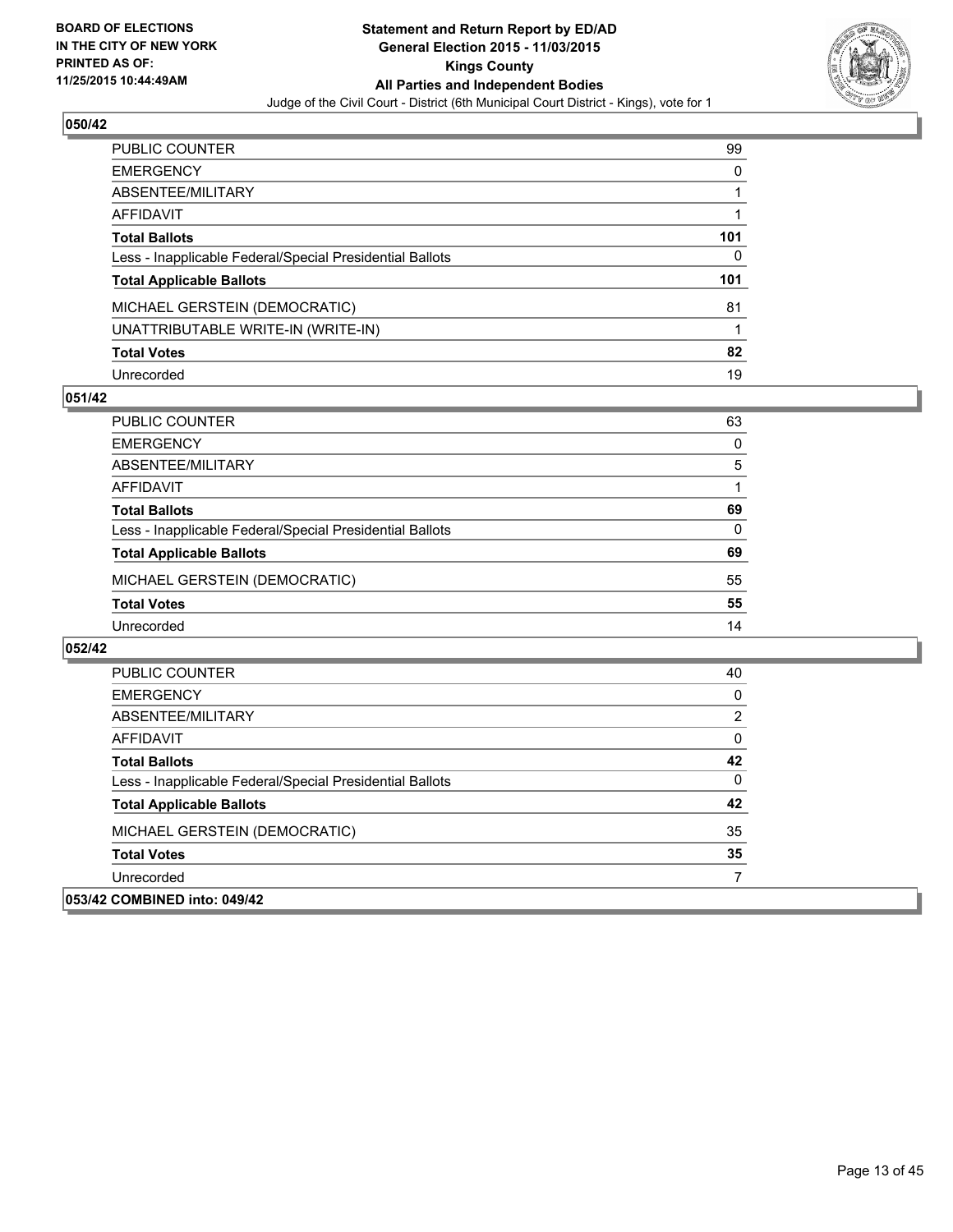## 050/42

| | |
|---|---|
| PUBLIC COUNTER | 99 |
| EMERGENCY | 0 |
| ABSENTEE/MILITARY | 1 |
| AFFIDAVIT | 1 |
| **Total Ballots** | **101** |
| Less - Inapplicable Federal/Special Presidential Ballots | 0 |
| **Total Applicable Ballots** | **101** |
| MICHAEL GERSTEIN (DEMOCRATIC) | 81 |
| UNATTRIBUTABLE WRITE-IN (WRITE-IN) | 1 |
| **Total Votes** | **82** |
| Unrecorded | 19 |

## 051/42

| | |
|---|---|
| PUBLIC COUNTER | 63 |
| EMERGENCY | 0 |
| ABSENTEE/MILITARY | 5 |
| AFFIDAVIT | 1 |
| **Total Ballots** | **69** |
| Less - Inapplicable Federal/Special Presidential Ballots | 0 |
| **Total Applicable Ballots** | **69** |
| MICHAEL GERSTEIN (DEMOCRATIC) | 55 |
| **Total Votes** | **55** |
| Unrecorded | 14 |

## 052/42

| | |
|---|---|
| PUBLIC COUNTER | 40 |
| EMERGENCY | 0 |
| ABSENTEE/MILITARY | 2 |
| AFFIDAVIT | 0 |
| **Total Ballots** | **42** |
| Less - Inapplicable Federal/Special Presidential Ballots | 0 |
| **Total Applicable Ballots** | **42** |
| MICHAEL GERSTEIN (DEMOCRATIC) | 35 |
| **Total Votes** | **35** |
| Unrecorded | 7 |

## 053/42 COMBINED into: 049/42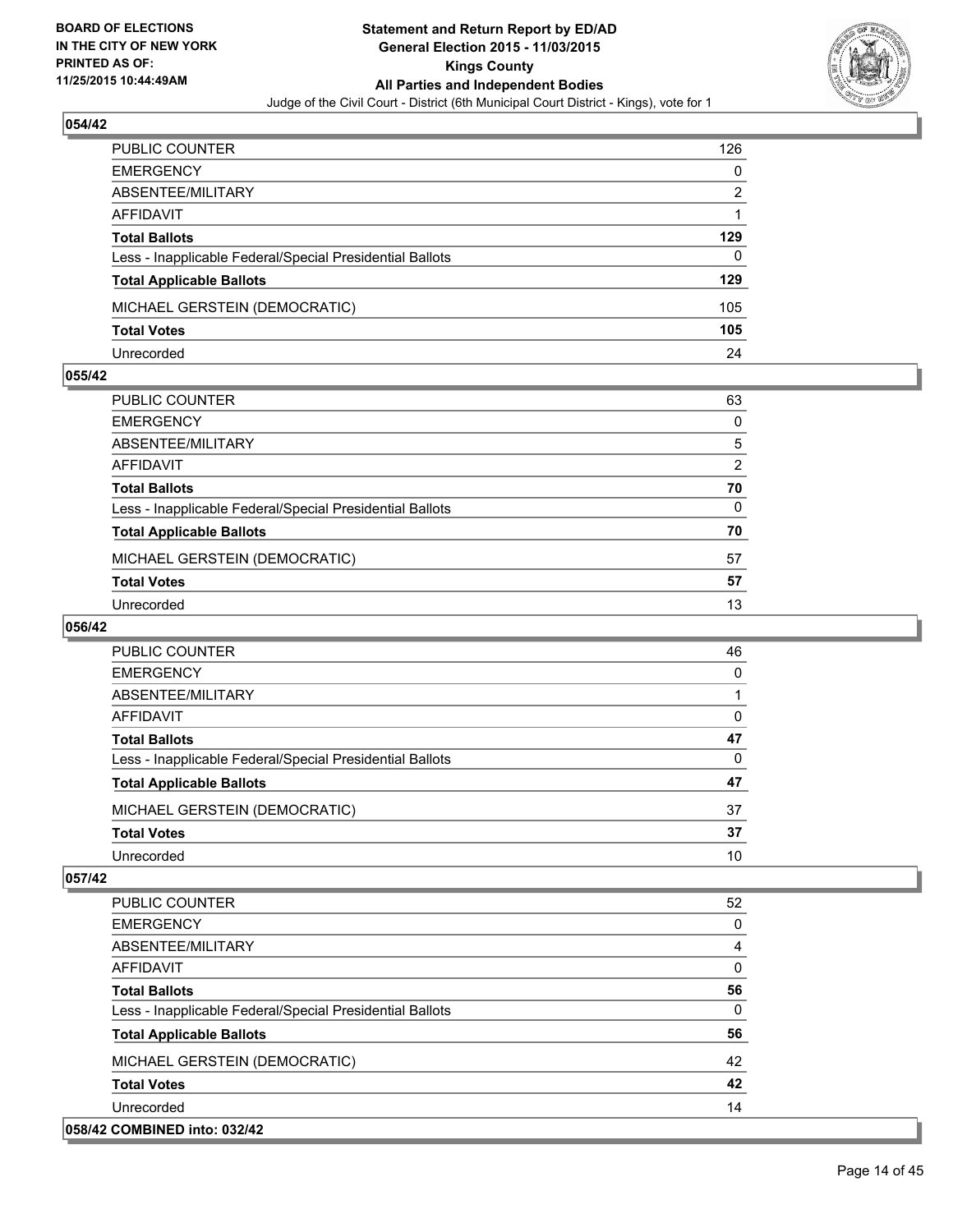## 054/42

| | |
|---|---|
| PUBLIC COUNTER | 126 |
| EMERGENCY | 0 |
| ABSENTEE/MILITARY | 2 |
| AFFIDAVIT | 1 |
| **Total Ballots** | **129** |
| Less - Inapplicable Federal/Special Presidential Ballots | 0 |
| **Total Applicable Ballots** | **129** |
| MICHAEL GERSTEIN (DEMOCRATIC) | 105 |
| **Total Votes** | **105** |
| Unrecorded | 24 |

## 055/42

| | |
|---|---|
| PUBLIC COUNTER | 63 |
| EMERGENCY | 0 |
| ABSENTEE/MILITARY | 5 |
| AFFIDAVIT | 2 |
| **Total Ballots** | **70** |
| Less - Inapplicable Federal/Special Presidential Ballots | 0 |
| **Total Applicable Ballots** | **70** |
| MICHAEL GERSTEIN (DEMOCRATIC) | 57 |
| **Total Votes** | **57** |
| Unrecorded | 13 |

## 056/42

| | |
|---|---|
| PUBLIC COUNTER | 46 |
| EMERGENCY | 0 |
| ABSENTEE/MILITARY | 1 |
| AFFIDAVIT | 0 |
| **Total Ballots** | **47** |
| Less - Inapplicable Federal/Special Presidential Ballots | 0 |
| **Total Applicable Ballots** | **47** |
| MICHAEL GERSTEIN (DEMOCRATIC) | 37 |
| **Total Votes** | **37** |
| Unrecorded | 10 |

## 057/42

| | |
|---|---|
| PUBLIC COUNTER | 52 |
| EMERGENCY | 0 |
| ABSENTEE/MILITARY | 4 |
| AFFIDAVIT | 0 |
| **Total Ballots** | **56** |
| Less - Inapplicable Federal/Special Presidential Ballots | 0 |
| **Total Applicable Ballots** | **56** |
| MICHAEL GERSTEIN (DEMOCRATIC) | 42 |
| **Total Votes** | **42** |
| Unrecorded | 14 |

## 058/42 COMBINED into: 032/42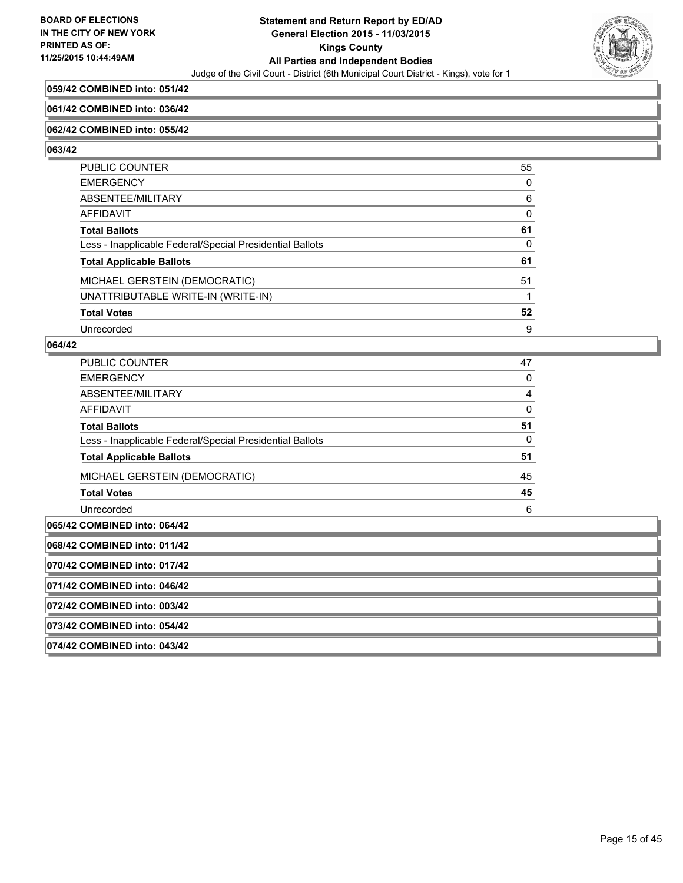**059/42 COMBINED into: 051/42**

**061/42 COMBINED into: 036/42**

**062/42 COMBINED into: 055/42**

**063/42**

| | |
|---|---|
| PUBLIC COUNTER | 55 |
| EMERGENCY | 0 |
| ABSENTEE/MILITARY | 6 |
| AFFIDAVIT | 0 |
| **Total Ballots** | **61** |
| Less - Inapplicable Federal/Special Presidential Ballots | 0 |
| **Total Applicable Ballots** | **61** |
| MICHAEL GERSTEIN (DEMOCRATIC) | 51 |
| UNATTRIBUTABLE WRITE-IN (WRITE-IN) | 1 |
| **Total Votes** | **52** |
| Unrecorded | 9 |

**064/42**

| | |
|---|---|
| PUBLIC COUNTER | 47 |
| EMERGENCY | 0 |
| ABSENTEE/MILITARY | 4 |
| AFFIDAVIT | 0 |
| **Total Ballots** | **51** |
| Less - Inapplicable Federal/Special Presidential Ballots | 0 |
| **Total Applicable Ballots** | **51** |
| MICHAEL GERSTEIN (DEMOCRATIC) | 45 |
| **Total Votes** | **45** |
| Unrecorded | 6 |

**065/42 COMBINED into: 064/42**

**068/42 COMBINED into: 011/42**

**070/42 COMBINED into: 017/42**

**071/42 COMBINED into: 046/42**

**072/42 COMBINED into: 003/42**

**073/42 COMBINED into: 054/42**

**074/42 COMBINED into: 043/42**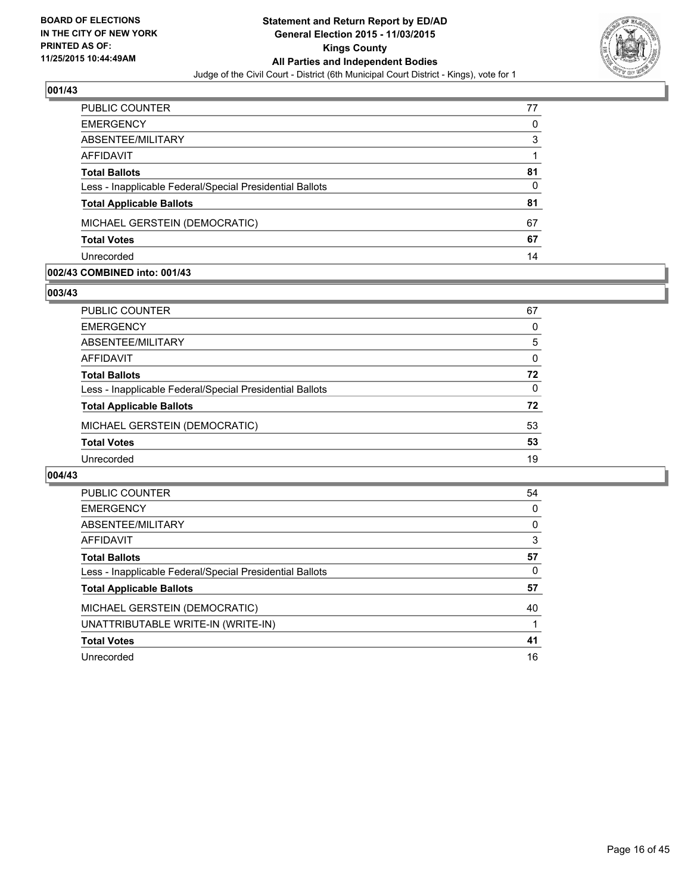BOARD OF ELECTIONS
IN THE CITY OF NEW YORK
PRINTED AS OF:
11/25/2015 10:44:49AM

**Statement and Return Report by ED/AD**
**General Election 2015 - 11/03/2015**
**Kings County**
**All Parties and Independent Bodies**
Judge of the Civil Court - District (6th Municipal Court District - Kings), vote for 1

### 001/43

| | |
|---|---|
| PUBLIC COUNTER | 77 |
| EMERGENCY | 0 |
| ABSENTEE/MILITARY | 3 |
| AFFIDAVIT | 1 |
| **Total Ballots** | **81** |
| Less - Inapplicable Federal/Special Presidential Ballots | 0 |
| **Total Applicable Ballots** | **81** |
| MICHAEL GERSTEIN (DEMOCRATIC) | 67 |
| **Total Votes** | **67** |
| Unrecorded | 14 |

### 002/43 COMBINED into: 001/43

### 003/43

| | |
|---|---|
| PUBLIC COUNTER | 67 |
| EMERGENCY | 0 |
| ABSENTEE/MILITARY | 5 |
| AFFIDAVIT | 0 |
| **Total Ballots** | **72** |
| Less - Inapplicable Federal/Special Presidential Ballots | 0 |
| **Total Applicable Ballots** | **72** |
| MICHAEL GERSTEIN (DEMOCRATIC) | 53 |
| **Total Votes** | **53** |
| Unrecorded | 19 |

### 004/43

| | |
|---|---|
| PUBLIC COUNTER | 54 |
| EMERGENCY | 0 |
| ABSENTEE/MILITARY | 0 |
| AFFIDAVIT | 3 |
| **Total Ballots** | **57** |
| Less - Inapplicable Federal/Special Presidential Ballots | 0 |
| **Total Applicable Ballots** | **57** |
| MICHAEL GERSTEIN (DEMOCRATIC) | 40 |
| UNATTRIBUTABLE WRITE-IN (WRITE-IN) | 1 |
| **Total Votes** | **41** |
| Unrecorded | 16 |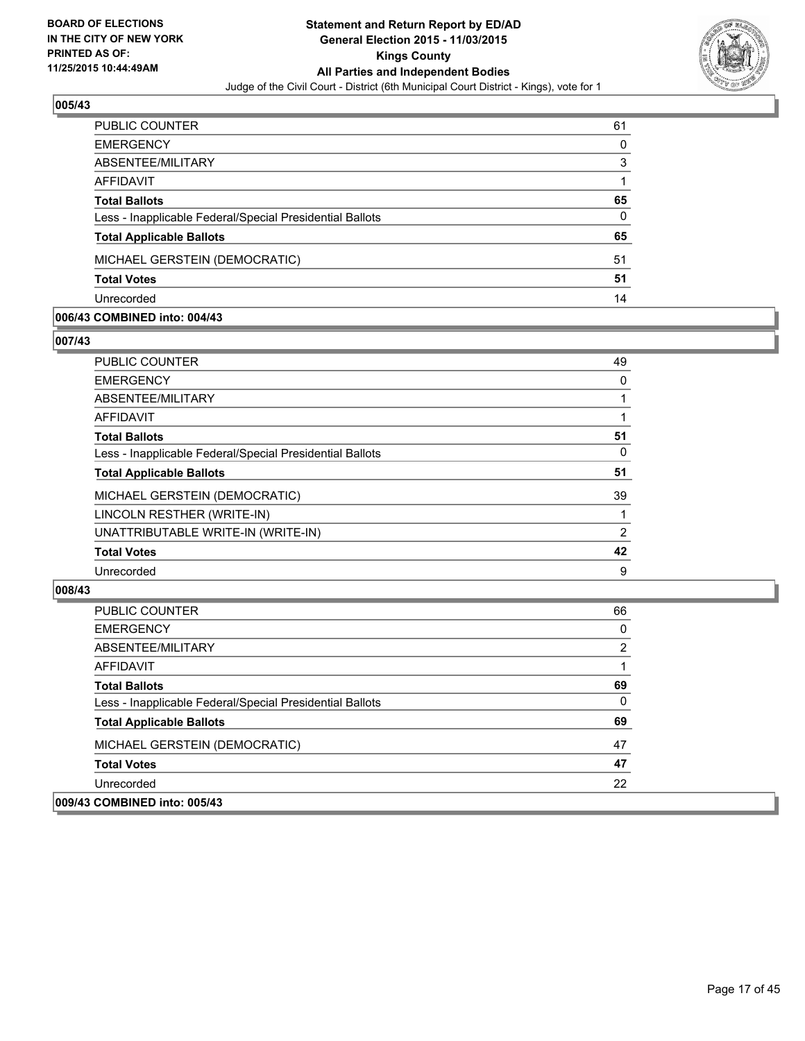BOARD OF ELECTIONS
IN THE CITY OF NEW YORK
PRINTED AS OF:
11/25/2015 10:44:49AM

**Statement and Return Report by ED/AD**
**General Election 2015 - 11/03/2015**
**Kings County**
**All Parties and Independent Bodies**
Judge of the Civil Court - District (6th Municipal Court District - Kings), vote for 1

### 005/43

| | |
|---|---|
| PUBLIC COUNTER | 61 |
| EMERGENCY | 0 |
| ABSENTEE/MILITARY | 3 |
| AFFIDAVIT | 1 |
| **Total Ballots** | **65** |
| Less - Inapplicable Federal/Special Presidential Ballots | 0 |
| **Total Applicable Ballots** | **65** |
| MICHAEL GERSTEIN (DEMOCRATIC) | 51 |
| **Total Votes** | **51** |
| Unrecorded | 14 |

### 006/43 COMBINED into: 004/43

### 007/43

| | |
|---|---|
| PUBLIC COUNTER | 49 |
| EMERGENCY | 0 |
| ABSENTEE/MILITARY | 1 |
| AFFIDAVIT | 1 |
| **Total Ballots** | **51** |
| Less - Inapplicable Federal/Special Presidential Ballots | 0 |
| **Total Applicable Ballots** | **51** |
| MICHAEL GERSTEIN (DEMOCRATIC) | 39 |
| LINCOLN RESTHER (WRITE-IN) | 1 |
| UNATTRIBUTABLE WRITE-IN (WRITE-IN) | 2 |
| **Total Votes** | **42** |
| Unrecorded | 9 |

### 008/43

| | |
|---|---|
| PUBLIC COUNTER | 66 |
| EMERGENCY | 0 |
| ABSENTEE/MILITARY | 2 |
| AFFIDAVIT | 1 |
| **Total Ballots** | **69** |
| Less - Inapplicable Federal/Special Presidential Ballots | 0 |
| **Total Applicable Ballots** | **69** |
| MICHAEL GERSTEIN (DEMOCRATIC) | 47 |
| **Total Votes** | **47** |
| Unrecorded | 22 |

### 009/43 COMBINED into: 005/43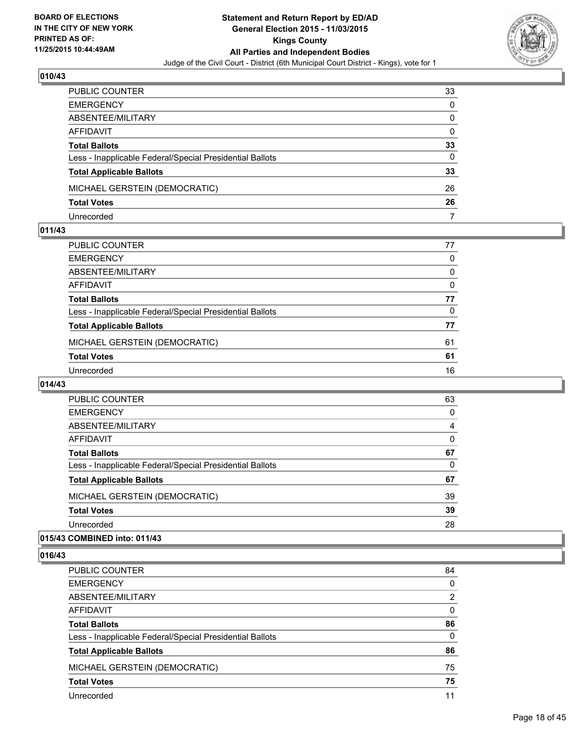**BOARD OF ELECTIONS IN THE CITY OF NEW YORK PRINTED AS OF: 11/25/2015 10:44:49AM**

**Statement and Return Report by ED/AD General Election 2015 - 11/03/2015 Kings County All Parties and Independent Bodies**
Judge of the Civil Court - District (6th Municipal Court District - Kings), vote for 1

### 010/43

| | |
|---|---|
| PUBLIC COUNTER | 33 |
| EMERGENCY | 0 |
| ABSENTEE/MILITARY | 0 |
| AFFIDAVIT | 0 |
| **Total Ballots** | **33** |
| Less - Inapplicable Federal/Special Presidential Ballots | 0 |
| **Total Applicable Ballots** | **33** |
| MICHAEL GERSTEIN (DEMOCRATIC) | 26 |
| **Total Votes** | **26** |
| Unrecorded | 7 |

### 011/43

| | |
|---|---|
| PUBLIC COUNTER | 77 |
| EMERGENCY | 0 |
| ABSENTEE/MILITARY | 0 |
| AFFIDAVIT | 0 |
| **Total Ballots** | **77** |
| Less - Inapplicable Federal/Special Presidential Ballots | 0 |
| **Total Applicable Ballots** | **77** |
| MICHAEL GERSTEIN (DEMOCRATIC) | 61 |
| **Total Votes** | **61** |
| Unrecorded | 16 |

### 014/43

| | |
|---|---|
| PUBLIC COUNTER | 63 |
| EMERGENCY | 0 |
| ABSENTEE/MILITARY | 4 |
| AFFIDAVIT | 0 |
| **Total Ballots** | **67** |
| Less - Inapplicable Federal/Special Presidential Ballots | 0 |
| **Total Applicable Ballots** | **67** |
| MICHAEL GERSTEIN (DEMOCRATIC) | 39 |
| **Total Votes** | **39** |
| Unrecorded | 28 |

### 015/43 COMBINED into: 011/43

### 016/43

| | |
|---|---|
| PUBLIC COUNTER | 84 |
| EMERGENCY | 0 |
| ABSENTEE/MILITARY | 2 |
| AFFIDAVIT | 0 |
| **Total Ballots** | **86** |
| Less - Inapplicable Federal/Special Presidential Ballots | 0 |
| **Total Applicable Ballots** | **86** |
| MICHAEL GERSTEIN (DEMOCRATIC) | 75 |
| **Total Votes** | **75** |
| Unrecorded | 11 |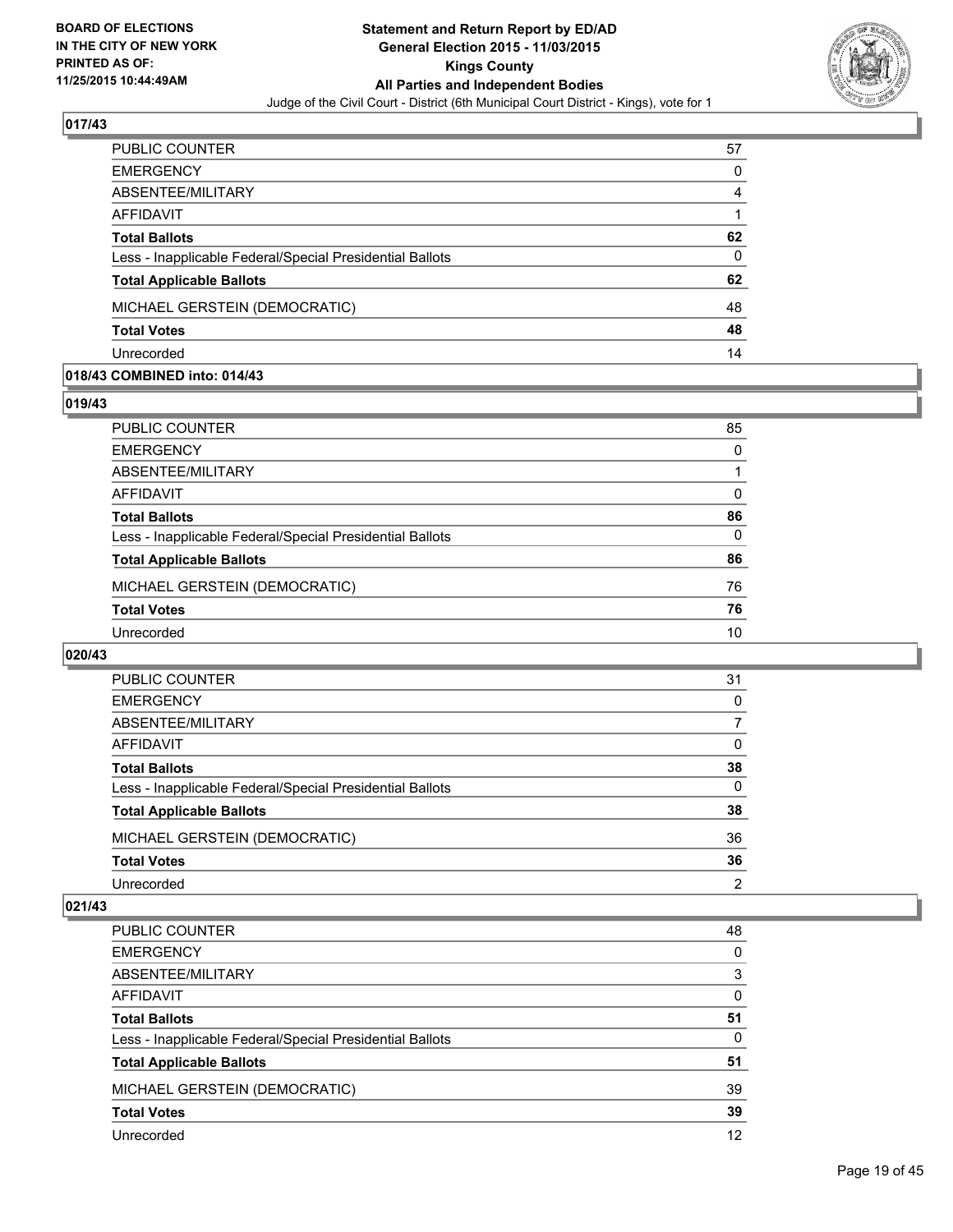## 017/43

| | |
|---|---|
| PUBLIC COUNTER | 57 |
| EMERGENCY | 0 |
| ABSENTEE/MILITARY | 4 |
| AFFIDAVIT | 1 |
| **Total Ballots** | **62** |
| Less - Inapplicable Federal/Special Presidential Ballots | 0 |
| **Total Applicable Ballots** | **62** |
| MICHAEL GERSTEIN (DEMOCRATIC) | 48 |
| **Total Votes** | **48** |
| Unrecorded | 14 |

## 018/43 COMBINED into: 014/43

## 019/43

| | |
|---|---|
| PUBLIC COUNTER | 85 |
| EMERGENCY | 0 |
| ABSENTEE/MILITARY | 1 |
| AFFIDAVIT | 0 |
| **Total Ballots** | **86** |
| Less - Inapplicable Federal/Special Presidential Ballots | 0 |
| **Total Applicable Ballots** | **86** |
| MICHAEL GERSTEIN (DEMOCRATIC) | 76 |
| **Total Votes** | **76** |
| Unrecorded | 10 |

## 020/43

| | |
|---|---|
| PUBLIC COUNTER | 31 |
| EMERGENCY | 0 |
| ABSENTEE/MILITARY | 7 |
| AFFIDAVIT | 0 |
| **Total Ballots** | **38** |
| Less - Inapplicable Federal/Special Presidential Ballots | 0 |
| **Total Applicable Ballots** | **38** |
| MICHAEL GERSTEIN (DEMOCRATIC) | 36 |
| **Total Votes** | **36** |
| Unrecorded | 2 |

## 021/43

| | |
|---|---|
| PUBLIC COUNTER | 48 |
| EMERGENCY | 0 |
| ABSENTEE/MILITARY | 3 |
| AFFIDAVIT | 0 |
| **Total Ballots** | **51** |
| Less - Inapplicable Federal/Special Presidential Ballots | 0 |
| **Total Applicable Ballots** | **51** |
| MICHAEL GERSTEIN (DEMOCRATIC) | 39 |
| **Total Votes** | **39** |
| Unrecorded | 12 |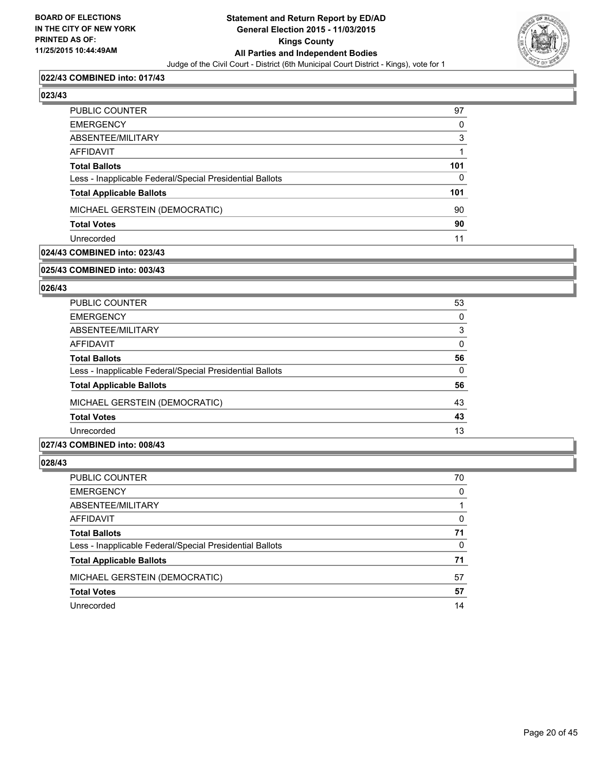**BOARD OF ELECTIONS IN THE CITY OF NEW YORK PRINTED AS OF: 11/25/2015 10:44:49AM**

**Statement and Return Report by ED/AD General Election 2015 - 11/03/2015 Kings County All Parties and Independent Bodies**

Judge of the Civil Court - District (6th Municipal Court District - Kings), vote for 1

### 022/43 COMBINED into: 017/43

### 023/43

| | |
|---|---|
| PUBLIC COUNTER | 97 |
| EMERGENCY | 0 |
| ABSENTEE/MILITARY | 3 |
| AFFIDAVIT | 1 |
| **Total Ballots** | **101** |
| Less - Inapplicable Federal/Special Presidential Ballots | 0 |
| **Total Applicable Ballots** | **101** |
| MICHAEL GERSTEIN (DEMOCRATIC) | 90 |
| **Total Votes** | **90** |
| Unrecorded | 11 |

### 024/43 COMBINED into: 023/43

### 025/43 COMBINED into: 003/43

### 026/43

| | |
|---|---|
| PUBLIC COUNTER | 53 |
| EMERGENCY | 0 |
| ABSENTEE/MILITARY | 3 |
| AFFIDAVIT | 0 |
| **Total Ballots** | **56** |
| Less - Inapplicable Federal/Special Presidential Ballots | 0 |
| **Total Applicable Ballots** | **56** |
| MICHAEL GERSTEIN (DEMOCRATIC) | 43 |
| **Total Votes** | **43** |
| Unrecorded | 13 |

### 027/43 COMBINED into: 008/43

### 028/43

| | |
|---|---|
| PUBLIC COUNTER | 70 |
| EMERGENCY | 0 |
| ABSENTEE/MILITARY | 1 |
| AFFIDAVIT | 0 |
| **Total Ballots** | **71** |
| Less - Inapplicable Federal/Special Presidential Ballots | 0 |
| **Total Applicable Ballots** | **71** |
| MICHAEL GERSTEIN (DEMOCRATIC) | 57 |
| **Total Votes** | **57** |
| Unrecorded | 14 |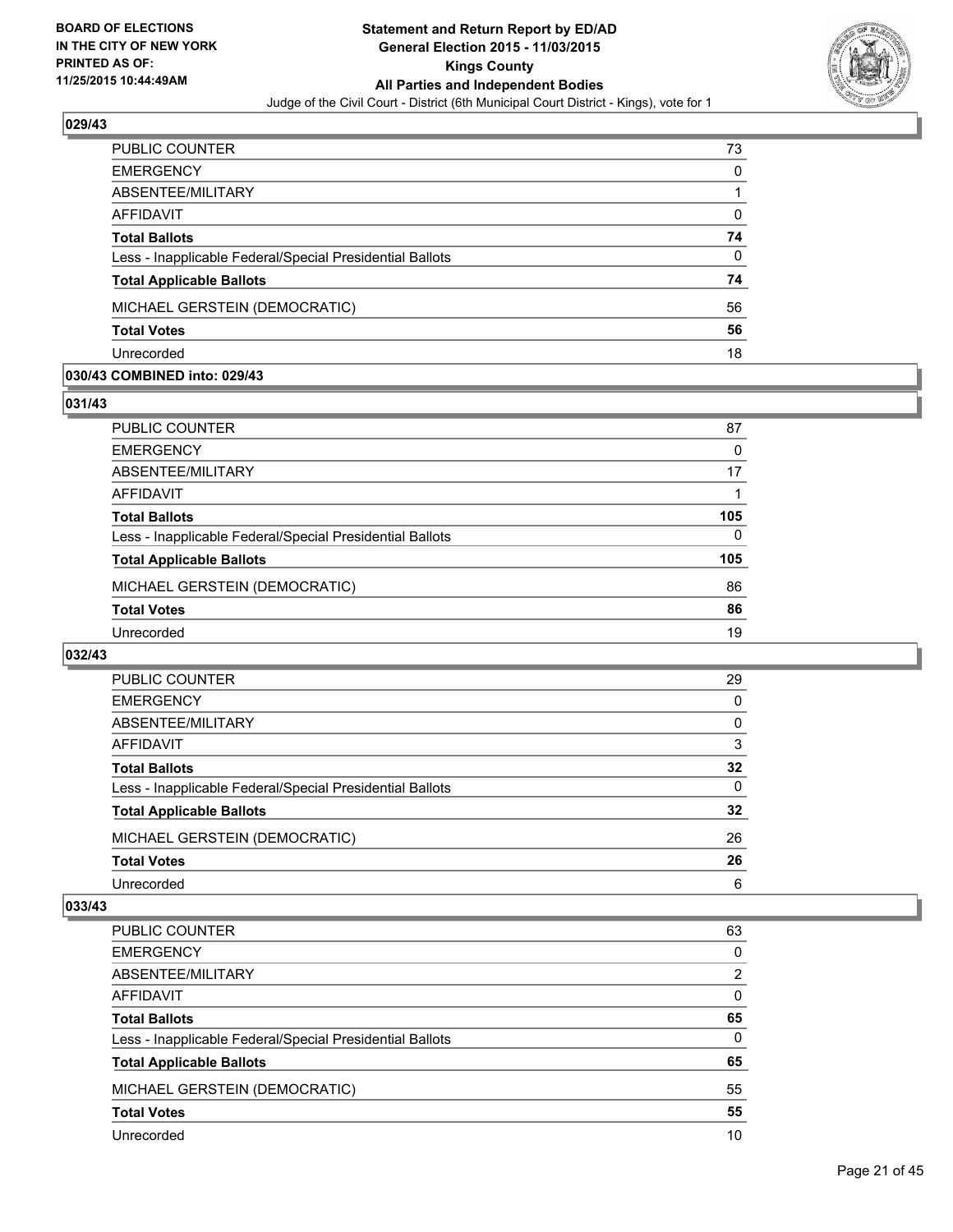BOARD OF ELECTIONS
IN THE CITY OF NEW YORK
PRINTED AS OF:
11/25/2015 10:44:49AM

**Statement and Return Report by ED/AD**
**General Election 2015 - 11/03/2015**
**Kings County**
**All Parties and Independent Bodies**
Judge of the Civil Court - District (6th Municipal Court District - Kings), vote for 1

### 029/43

| | |
|---|---|
| PUBLIC COUNTER | 73 |
| EMERGENCY | 0 |
| ABSENTEE/MILITARY | 1 |
| AFFIDAVIT | 0 |
| **Total Ballots** | **74** |
| Less - Inapplicable Federal/Special Presidential Ballots | 0 |
| **Total Applicable Ballots** | **74** |
| MICHAEL GERSTEIN (DEMOCRATIC) | 56 |
| **Total Votes** | **56** |
| Unrecorded | 18 |

### 030/43 COMBINED into: 029/43

### 031/43

| | |
|---|---|
| PUBLIC COUNTER | 87 |
| EMERGENCY | 0 |
| ABSENTEE/MILITARY | 17 |
| AFFIDAVIT | 1 |
| **Total Ballots** | **105** |
| Less - Inapplicable Federal/Special Presidential Ballots | 0 |
| **Total Applicable Ballots** | **105** |
| MICHAEL GERSTEIN (DEMOCRATIC) | 86 |
| **Total Votes** | **86** |
| Unrecorded | 19 |

### 032/43

| | |
|---|---|
| PUBLIC COUNTER | 29 |
| EMERGENCY | 0 |
| ABSENTEE/MILITARY | 0 |
| AFFIDAVIT | 3 |
| **Total Ballots** | **32** |
| Less - Inapplicable Federal/Special Presidential Ballots | 0 |
| **Total Applicable Ballots** | **32** |
| MICHAEL GERSTEIN (DEMOCRATIC) | 26 |
| **Total Votes** | **26** |
| Unrecorded | 6 |

### 033/43

| | |
|---|---|
| PUBLIC COUNTER | 63 |
| EMERGENCY | 0 |
| ABSENTEE/MILITARY | 2 |
| AFFIDAVIT | 0 |
| **Total Ballots** | **65** |
| Less - Inapplicable Federal/Special Presidential Ballots | 0 |
| **Total Applicable Ballots** | **65** |
| MICHAEL GERSTEIN (DEMOCRATIC) | 55 |
| **Total Votes** | **55** |
| Unrecorded | 10 |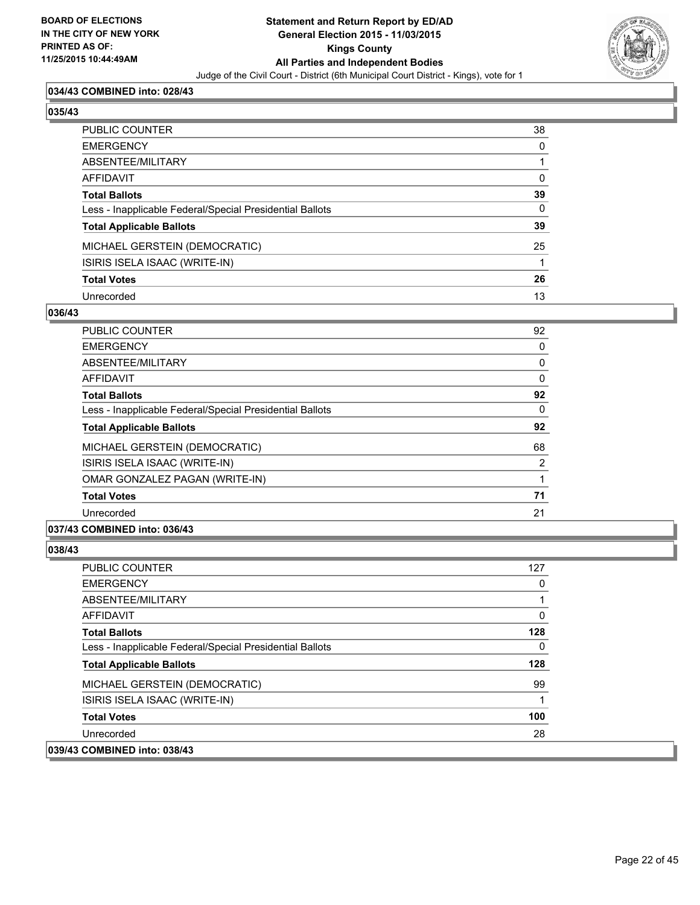**034/43 COMBINED into: 028/43**

**035/43**

| | |
|---|---|
| PUBLIC COUNTER | 38 |
| EMERGENCY | 0 |
| ABSENTEE/MILITARY | 1 |
| AFFIDAVIT | 0 |
| **Total Ballots** | **39** |
| Less - Inapplicable Federal/Special Presidential Ballots | 0 |
| **Total Applicable Ballots** | **39** |
| MICHAEL GERSTEIN (DEMOCRATIC) | 25 |
| ISIRIS ISELA ISAAC (WRITE-IN) | 1 |
| **Total Votes** | **26** |
| Unrecorded | 13 |

**036/43**

| | |
|---|---|
| PUBLIC COUNTER | 92 |
| EMERGENCY | 0 |
| ABSENTEE/MILITARY | 0 |
| AFFIDAVIT | 0 |
| **Total Ballots** | **92** |
| Less - Inapplicable Federal/Special Presidential Ballots | 0 |
| **Total Applicable Ballots** | **92** |
| MICHAEL GERSTEIN (DEMOCRATIC) | 68 |
| ISIRIS ISELA ISAAC (WRITE-IN) | 2 |
| OMAR GONZALEZ PAGAN (WRITE-IN) | 1 |
| **Total Votes** | **71** |
| Unrecorded | 21 |

**037/43 COMBINED into: 036/43**

**038/43**

| | |
|---|---|
| PUBLIC COUNTER | 127 |
| EMERGENCY | 0 |
| ABSENTEE/MILITARY | 1 |
| AFFIDAVIT | 0 |
| **Total Ballots** | **128** |
| Less - Inapplicable Federal/Special Presidential Ballots | 0 |
| **Total Applicable Ballots** | **128** |
| MICHAEL GERSTEIN (DEMOCRATIC) | 99 |
| ISIRIS ISELA ISAAC (WRITE-IN) | 1 |
| **Total Votes** | **100** |
| Unrecorded | 28 |

**039/43 COMBINED into: 038/43**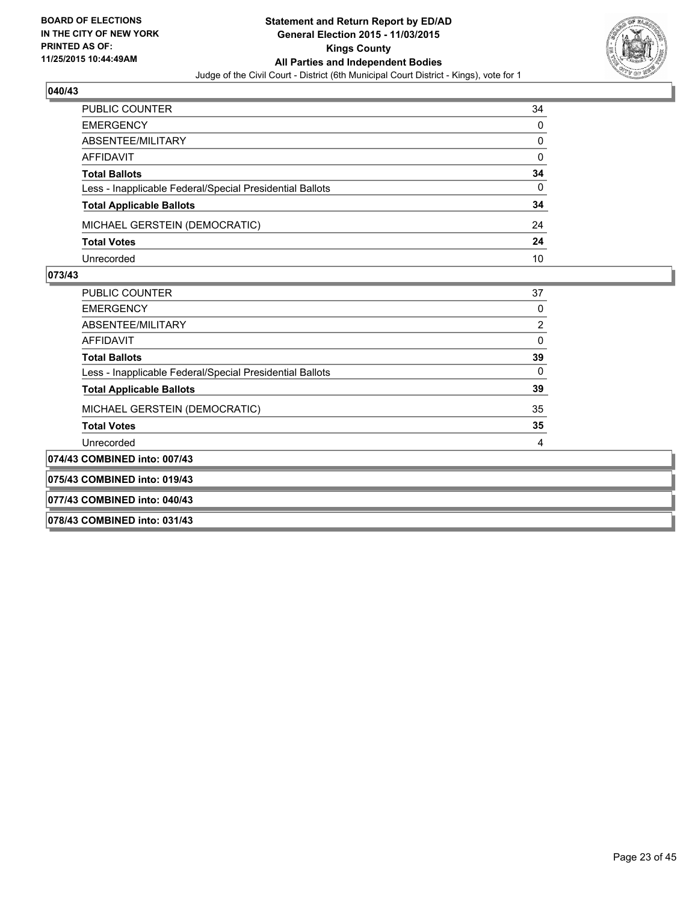## 040/43

| | |
|---|---|
| PUBLIC COUNTER | 34 |
| EMERGENCY | 0 |
| ABSENTEE/MILITARY | 0 |
| AFFIDAVIT | 0 |
| **Total Ballots** | **34** |
| Less - Inapplicable Federal/Special Presidential Ballots | 0 |
| **Total Applicable Ballots** | **34** |
| MICHAEL GERSTEIN (DEMOCRATIC) | 24 |
| **Total Votes** | **24** |
| Unrecorded | 10 |

## 073/43

| | |
|---|---|
| PUBLIC COUNTER | 37 |
| EMERGENCY | 0 |
| ABSENTEE/MILITARY | 2 |
| AFFIDAVIT | 0 |
| **Total Ballots** | **39** |
| Less - Inapplicable Federal/Special Presidential Ballots | 0 |
| **Total Applicable Ballots** | **39** |
| MICHAEL GERSTEIN (DEMOCRATIC) | 35 |
| **Total Votes** | **35** |
| Unrecorded | 4 |

## 074/43 COMBINED into: 007/43

## 075/43 COMBINED into: 019/43

## 077/43 COMBINED into: 040/43

## 078/43 COMBINED into: 031/43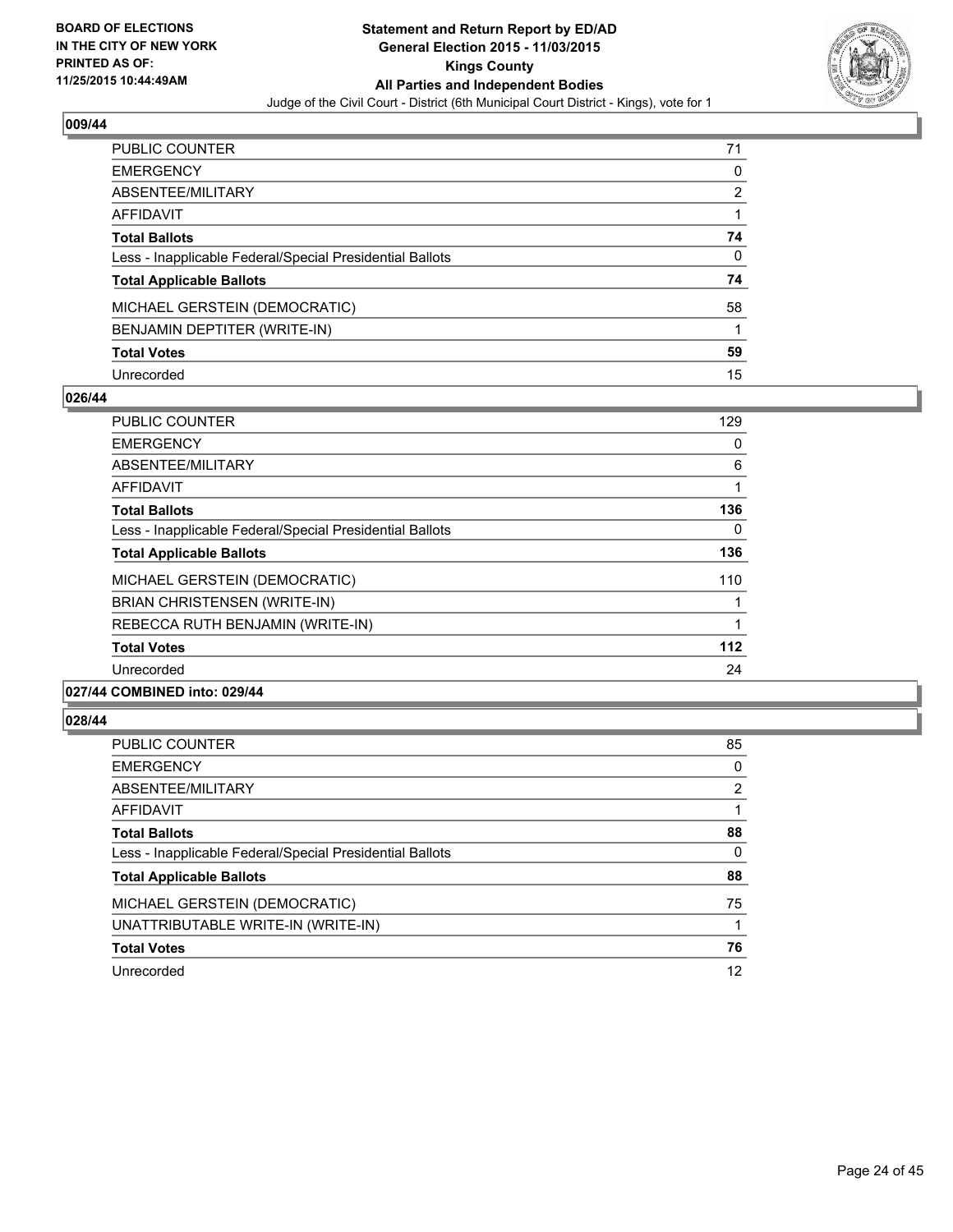**BOARD OF ELECTIONS IN THE CITY OF NEW YORK PRINTED AS OF: 11/25/2015 10:44:49AM**

**Statement and Return Report by ED/AD General Election 2015 - 11/03/2015 Kings County All Parties and Independent Bodies**

Judge of the Civil Court - District (6th Municipal Court District - Kings), vote for 1

## 009/44

| | |
|---|---|
| PUBLIC COUNTER | 71 |
| EMERGENCY | 0 |
| ABSENTEE/MILITARY | 2 |
| AFFIDAVIT | 1 |
| **Total Ballots** | **74** |
| Less - Inapplicable Federal/Special Presidential Ballots | 0 |
| **Total Applicable Ballots** | **74** |
| MICHAEL GERSTEIN (DEMOCRATIC) | 58 |
| BENJAMIN DEPTITER (WRITE-IN) | 1 |
| **Total Votes** | **59** |
| Unrecorded | 15 |

## 026/44

| | |
|---|---|
| PUBLIC COUNTER | 129 |
| EMERGENCY | 0 |
| ABSENTEE/MILITARY | 6 |
| AFFIDAVIT | 1 |
| **Total Ballots** | **136** |
| Less - Inapplicable Federal/Special Presidential Ballots | 0 |
| **Total Applicable Ballots** | **136** |
| MICHAEL GERSTEIN (DEMOCRATIC) | 110 |
| BRIAN CHRISTENSEN (WRITE-IN) | 1 |
| REBECCA RUTH BENJAMIN (WRITE-IN) | 1 |
| **Total Votes** | **112** |
| Unrecorded | 24 |

## 027/44 COMBINED into: 029/44

## 028/44

| | |
|---|---|
| PUBLIC COUNTER | 85 |
| EMERGENCY | 0 |
| ABSENTEE/MILITARY | 2 |
| AFFIDAVIT | 1 |
| **Total Ballots** | **88** |
| Less - Inapplicable Federal/Special Presidential Ballots | 0 |
| **Total Applicable Ballots** | **88** |
| MICHAEL GERSTEIN (DEMOCRATIC) | 75 |
| UNATTRIBUTABLE WRITE-IN (WRITE-IN) | 1 |
| **Total Votes** | **76** |
| Unrecorded | 12 |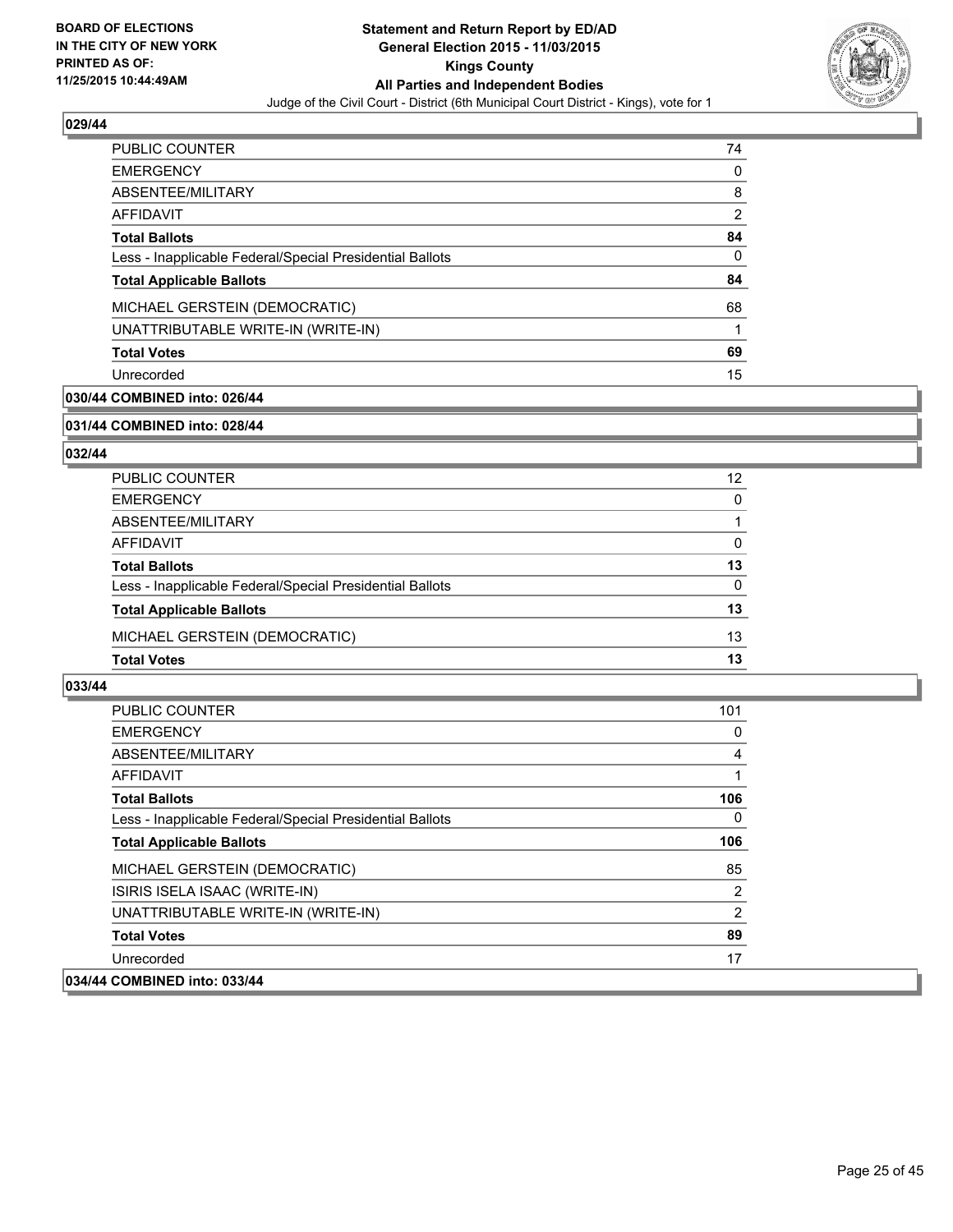BOARD OF ELECTIONS
IN THE CITY OF NEW YORK
PRINTED AS OF:
11/25/2015 10:44:49AM

**Statement and Return Report by ED/AD**
**General Election 2015 - 11/03/2015**
**Kings County**
**All Parties and Independent Bodies**
Judge of the Civil Court - District (6th Municipal Court District - Kings), vote for 1

## 029/44

| | |
|---|---|
| PUBLIC COUNTER | 74 |
| EMERGENCY | 0 |
| ABSENTEE/MILITARY | 8 |
| AFFIDAVIT | 2 |
| **Total Ballots** | **84** |
| Less - Inapplicable Federal/Special Presidential Ballots | 0 |
| **Total Applicable Ballots** | **84** |
| MICHAEL GERSTEIN (DEMOCRATIC) | 68 |
| UNATTRIBUTABLE WRITE-IN (WRITE-IN) | 1 |
| **Total Votes** | **69** |
| Unrecorded | 15 |

## 030/44 COMBINED into: 026/44

## 031/44 COMBINED into: 028/44

## 032/44

| | |
|---|---|
| PUBLIC COUNTER | 12 |
| EMERGENCY | 0 |
| ABSENTEE/MILITARY | 1 |
| AFFIDAVIT | 0 |
| **Total Ballots** | **13** |
| Less - Inapplicable Federal/Special Presidential Ballots | 0 |
| **Total Applicable Ballots** | **13** |
| MICHAEL GERSTEIN (DEMOCRATIC) | 13 |
| **Total Votes** | **13** |

## 033/44

| | |
|---|---|
| PUBLIC COUNTER | 101 |
| EMERGENCY | 0 |
| ABSENTEE/MILITARY | 4 |
| AFFIDAVIT | 1 |
| **Total Ballots** | **106** |
| Less - Inapplicable Federal/Special Presidential Ballots | 0 |
| **Total Applicable Ballots** | **106** |
| MICHAEL GERSTEIN (DEMOCRATIC) | 85 |
| ISIRIS ISELA ISAAC (WRITE-IN) | 2 |
| UNATTRIBUTABLE WRITE-IN (WRITE-IN) | 2 |
| **Total Votes** | **89** |
| Unrecorded | 17 |

## 034/44 COMBINED into: 033/44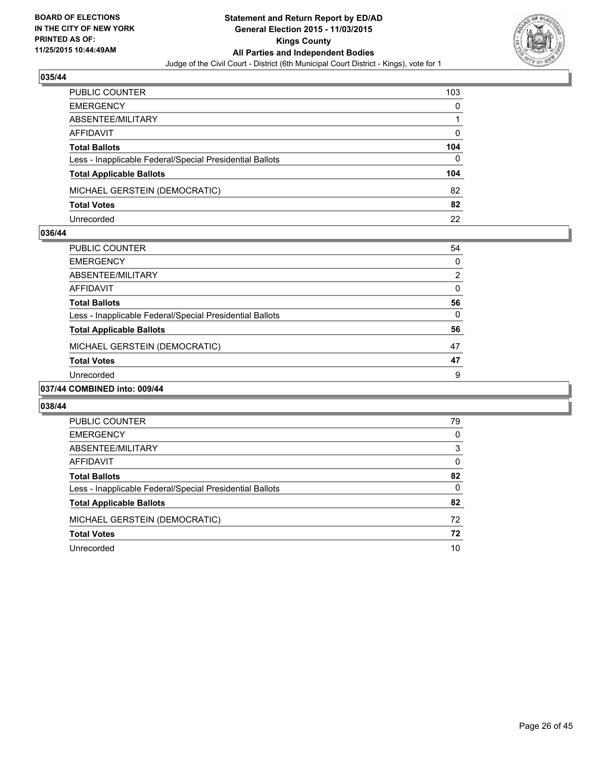**BOARD OF ELECTIONS IN THE CITY OF NEW YORK PRINTED AS OF: 11/25/2015 10:44:49AM**

**Statement and Return Report by ED/AD General Election 2015 - 11/03/2015 Kings County All Parties and Independent Bodies**

Judge of the Civil Court - District (6th Municipal Court District - Kings), vote for 1

### 035/44

| | |
|---|---|
| PUBLIC COUNTER | 103 |
| EMERGENCY | 0 |
| ABSENTEE/MILITARY | 1 |
| AFFIDAVIT | 0 |
| **Total Ballots** | **104** |
| Less - Inapplicable Federal/Special Presidential Ballots | 0 |
| **Total Applicable Ballots** | **104** |
| MICHAEL GERSTEIN (DEMOCRATIC) | 82 |
| **Total Votes** | **82** |
| Unrecorded | 22 |

### 036/44

| | |
|---|---|
| PUBLIC COUNTER | 54 |
| EMERGENCY | 0 |
| ABSENTEE/MILITARY | 2 |
| AFFIDAVIT | 0 |
| **Total Ballots** | **56** |
| Less - Inapplicable Federal/Special Presidential Ballots | 0 |
| **Total Applicable Ballots** | **56** |
| MICHAEL GERSTEIN (DEMOCRATIC) | 47 |
| **Total Votes** | **47** |
| Unrecorded | 9 |

### 037/44 COMBINED into: 009/44

### 038/44

| | |
|---|---|
| PUBLIC COUNTER | 79 |
| EMERGENCY | 0 |
| ABSENTEE/MILITARY | 3 |
| AFFIDAVIT | 0 |
| **Total Ballots** | **82** |
| Less - Inapplicable Federal/Special Presidential Ballots | 0 |
| **Total Applicable Ballots** | **82** |
| MICHAEL GERSTEIN (DEMOCRATIC) | 72 |
| **Total Votes** | **72** |
| Unrecorded | 10 |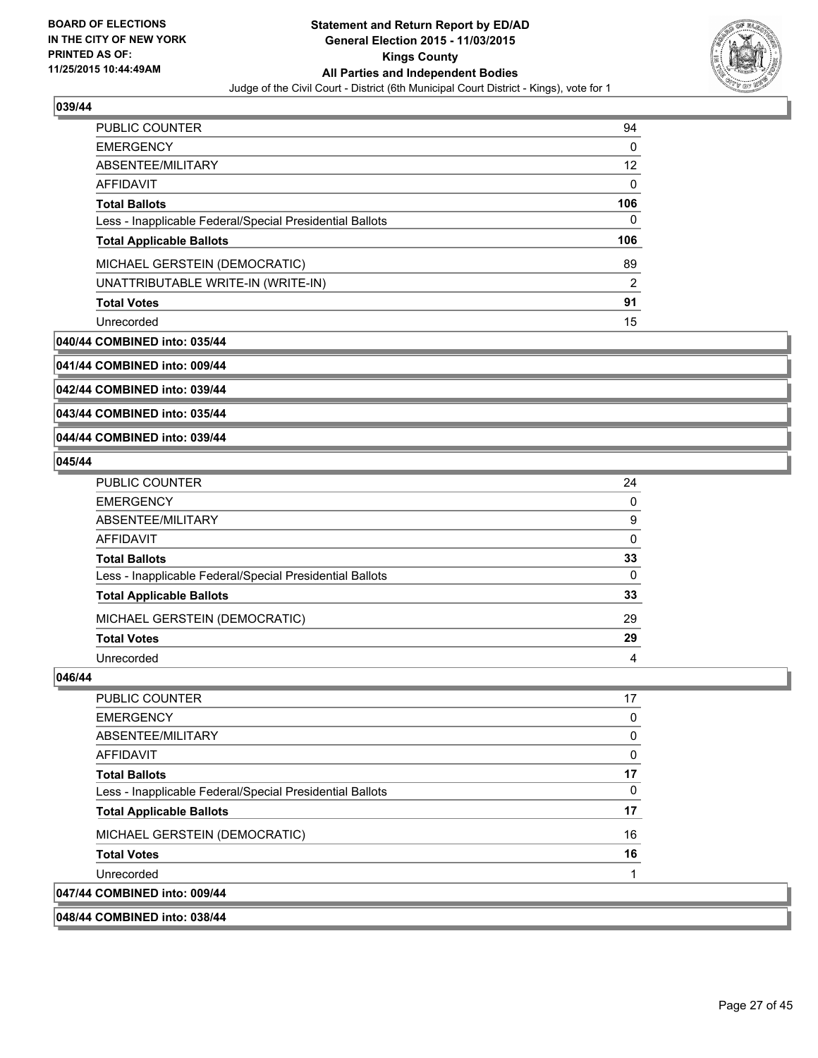## 039/44

| | |
|---|---|
| PUBLIC COUNTER | 94 |
| EMERGENCY | 0 |
| ABSENTEE/MILITARY | 12 |
| AFFIDAVIT | 0 |
| **Total Ballots** | **106** |
| Less - Inapplicable Federal/Special Presidential Ballots | 0 |
| **Total Applicable Ballots** | **106** |
| MICHAEL GERSTEIN (DEMOCRATIC) | 89 |
| UNATTRIBUTABLE WRITE-IN (WRITE-IN) | 2 |
| **Total Votes** | **91** |
| Unrecorded | 15 |

**040/44 COMBINED into: 035/44**

**041/44 COMBINED into: 009/44**

**042/44 COMBINED into: 039/44**

**043/44 COMBINED into: 035/44**

**044/44 COMBINED into: 039/44**

## 045/44

| | |
|---|---|
| PUBLIC COUNTER | 24 |
| EMERGENCY | 0 |
| ABSENTEE/MILITARY | 9 |
| AFFIDAVIT | 0 |
| **Total Ballots** | **33** |
| Less - Inapplicable Federal/Special Presidential Ballots | 0 |
| **Total Applicable Ballots** | **33** |
| MICHAEL GERSTEIN (DEMOCRATIC) | 29 |
| **Total Votes** | **29** |
| Unrecorded | 4 |

## 046/44

| | |
|---|---|
| PUBLIC COUNTER | 17 |
| EMERGENCY | 0 |
| ABSENTEE/MILITARY | 0 |
| AFFIDAVIT | 0 |
| **Total Ballots** | **17** |
| Less - Inapplicable Federal/Special Presidential Ballots | 0 |
| **Total Applicable Ballots** | **17** |
| MICHAEL GERSTEIN (DEMOCRATIC) | 16 |
| **Total Votes** | **16** |
| Unrecorded | 1 |

**047/44 COMBINED into: 009/44**

**048/44 COMBINED into: 038/44**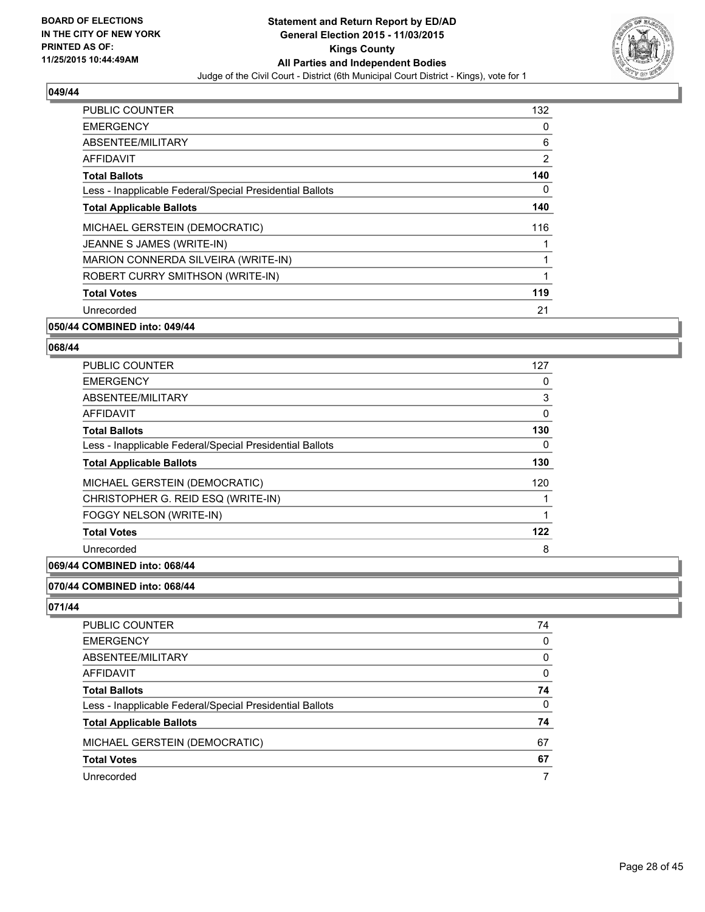**BOARD OF ELECTIONS IN THE CITY OF NEW YORK PRINTED AS OF: 11/25/2015 10:44:49AM**

**Statement and Return Report by ED/AD General Election 2015 - 11/03/2015 Kings County All Parties and Independent Bodies**

Judge of the Civil Court - District (6th Municipal Court District - Kings), vote for 1

## 049/44

| | |
|---|---|
| PUBLIC COUNTER | 132 |
| EMERGENCY | 0 |
| ABSENTEE/MILITARY | 6 |
| AFFIDAVIT | 2 |
| **Total Ballots** | **140** |
| Less - Inapplicable Federal/Special Presidential Ballots | 0 |
| **Total Applicable Ballots** | **140** |
| MICHAEL GERSTEIN (DEMOCRATIC) | 116 |
| JEANNE S JAMES (WRITE-IN) | 1 |
| MARION CONNERDA SILVEIRA (WRITE-IN) | 1 |
| ROBERT CURRY SMITHSON (WRITE-IN) | 1 |
| **Total Votes** | **119** |
| Unrecorded | 21 |

## 050/44 COMBINED into: 049/44

## 068/44

| | |
|---|---|
| PUBLIC COUNTER | 127 |
| EMERGENCY | 0 |
| ABSENTEE/MILITARY | 3 |
| AFFIDAVIT | 0 |
| **Total Ballots** | **130** |
| Less - Inapplicable Federal/Special Presidential Ballots | 0 |
| **Total Applicable Ballots** | **130** |
| MICHAEL GERSTEIN (DEMOCRATIC) | 120 |
| CHRISTOPHER G. REID ESQ (WRITE-IN) | 1 |
| FOGGY NELSON (WRITE-IN) | 1 |
| **Total Votes** | **122** |
| Unrecorded | 8 |

## 069/44 COMBINED into: 068/44

## 070/44 COMBINED into: 068/44

## 071/44

| | |
|---|---|
| PUBLIC COUNTER | 74 |
| EMERGENCY | 0 |
| ABSENTEE/MILITARY | 0 |
| AFFIDAVIT | 0 |
| **Total Ballots** | **74** |
| Less - Inapplicable Federal/Special Presidential Ballots | 0 |
| **Total Applicable Ballots** | **74** |
| MICHAEL GERSTEIN (DEMOCRATIC) | 67 |
| **Total Votes** | **67** |
| Unrecorded | 7 |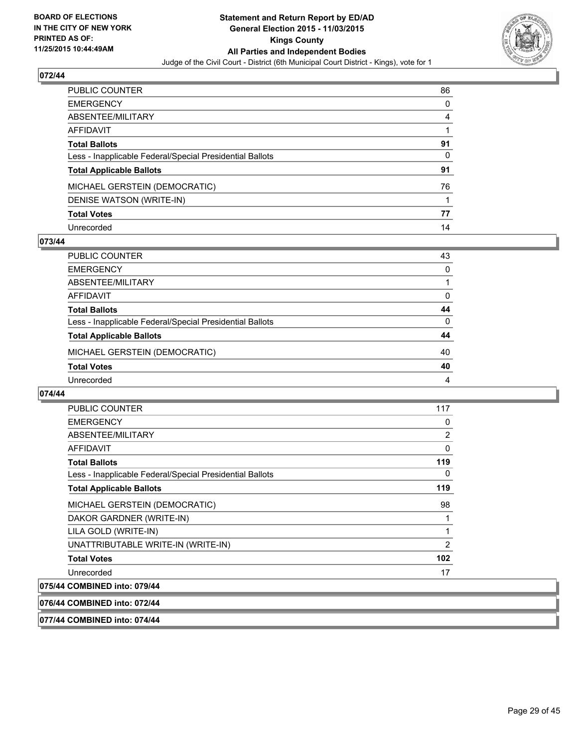## 072/44

| | |
|---|---|
| PUBLIC COUNTER | 86 |
| EMERGENCY | 0 |
| ABSENTEE/MILITARY | 4 |
| AFFIDAVIT | 1 |
| **Total Ballots** | **91** |
| Less - Inapplicable Federal/Special Presidential Ballots | 0 |
| **Total Applicable Ballots** | **91** |
| MICHAEL GERSTEIN (DEMOCRATIC) | 76 |
| DENISE WATSON (WRITE-IN) | 1 |
| **Total Votes** | **77** |
| Unrecorded | 14 |

## 073/44

| | |
|---|---|
| PUBLIC COUNTER | 43 |
| EMERGENCY | 0 |
| ABSENTEE/MILITARY | 1 |
| AFFIDAVIT | 0 |
| **Total Ballots** | **44** |
| Less - Inapplicable Federal/Special Presidential Ballots | 0 |
| **Total Applicable Ballots** | **44** |
| MICHAEL GERSTEIN (DEMOCRATIC) | 40 |
| **Total Votes** | **40** |
| Unrecorded | 4 |

## 074/44

| | |
|---|---|
| PUBLIC COUNTER | 117 |
| EMERGENCY | 0 |
| ABSENTEE/MILITARY | 2 |
| AFFIDAVIT | 0 |
| **Total Ballots** | **119** |
| Less - Inapplicable Federal/Special Presidential Ballots | 0 |
| **Total Applicable Ballots** | **119** |
| MICHAEL GERSTEIN (DEMOCRATIC) | 98 |
| DAKOR GARDNER (WRITE-IN) | 1 |
| LILA GOLD (WRITE-IN) | 1 |
| UNATTRIBUTABLE WRITE-IN (WRITE-IN) | 2 |
| **Total Votes** | **102** |
| Unrecorded | 17 |

## 075/44 COMBINED into: 079/44

## 076/44 COMBINED into: 072/44

## 077/44 COMBINED into: 074/44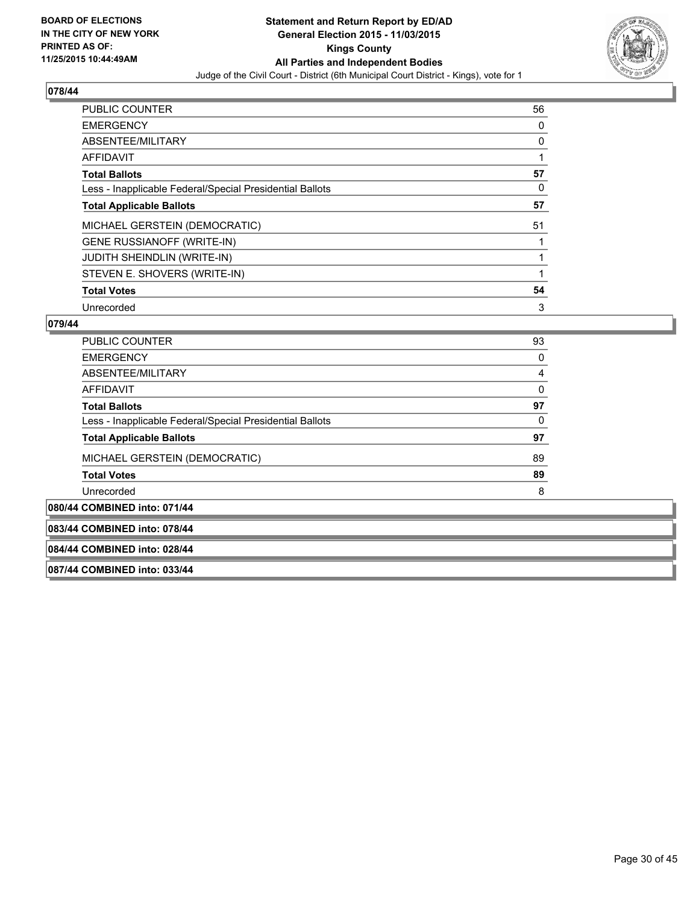**BOARD OF ELECTIONS IN THE CITY OF NEW YORK PRINTED AS OF: 11/25/2015 10:44:49AM**

**Statement and Return Report by ED/AD General Election 2015 - 11/03/2015 Kings County All Parties and Independent Bodies**

Judge of the Civil Court - District (6th Municipal Court District - Kings), vote for 1

### 078/44

| | |
|---|---|
| PUBLIC COUNTER | 56 |
| EMERGENCY | 0 |
| ABSENTEE/MILITARY | 0 |
| AFFIDAVIT | 1 |
| **Total Ballots** | **57** |
| Less - Inapplicable Federal/Special Presidential Ballots | 0 |
| **Total Applicable Ballots** | **57** |
| MICHAEL GERSTEIN (DEMOCRATIC) | 51 |
| GENE RUSSIANOFF (WRITE-IN) | 1 |
| JUDITH SHEINDLIN (WRITE-IN) | 1 |
| STEVEN E. SHOVERS (WRITE-IN) | 1 |
| **Total Votes** | **54** |
| Unrecorded | 3 |

### 079/44

| | |
|---|---|
| PUBLIC COUNTER | 93 |
| EMERGENCY | 0 |
| ABSENTEE/MILITARY | 4 |
| AFFIDAVIT | 0 |
| **Total Ballots** | **97** |
| Less - Inapplicable Federal/Special Presidential Ballots | 0 |
| **Total Applicable Ballots** | **97** |
| MICHAEL GERSTEIN (DEMOCRATIC) | 89 |
| **Total Votes** | **89** |
| Unrecorded | 8 |

**080/44 COMBINED into: 071/44**

**083/44 COMBINED into: 078/44**

**084/44 COMBINED into: 028/44**

**087/44 COMBINED into: 033/44**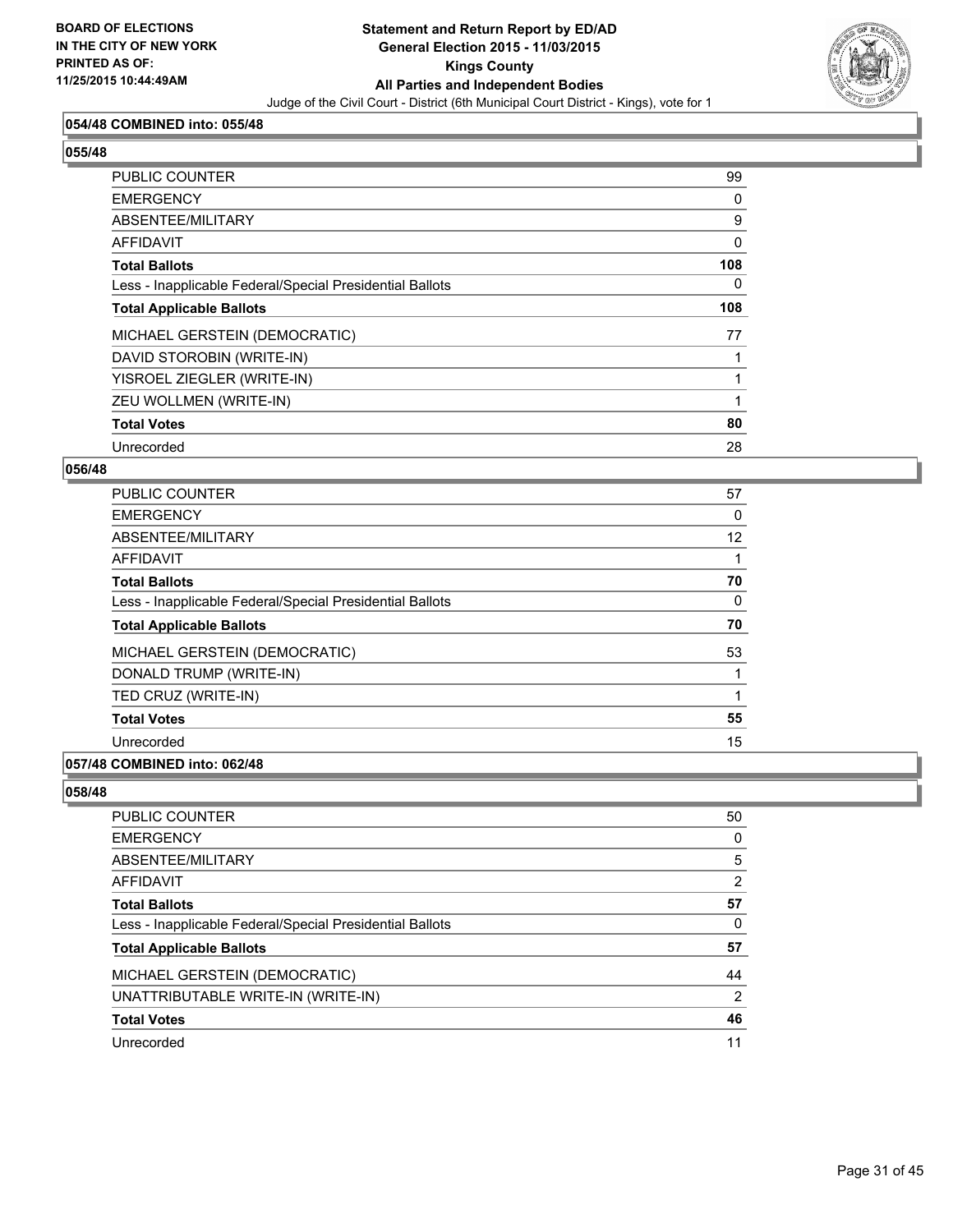**BOARD OF ELECTIONS IN THE CITY OF NEW YORK PRINTED AS OF: 11/25/2015 10:44:49AM**

**Statement and Return Report by ED/AD General Election 2015 - 11/03/2015 Kings County All Parties and Independent Bodies**

Judge of the Civil Court - District (6th Municipal Court District - Kings), vote for 1

### 054/48 COMBINED into: 055/48

### 055/48

| | |
|---|---|
| PUBLIC COUNTER | 99 |
| EMERGENCY | 0 |
| ABSENTEE/MILITARY | 9 |
| AFFIDAVIT | 0 |
| **Total Ballots** | **108** |
| Less - Inapplicable Federal/Special Presidential Ballots | 0 |
| **Total Applicable Ballots** | **108** |
| MICHAEL GERSTEIN (DEMOCRATIC) | 77 |
| DAVID STOROBIN (WRITE-IN) | 1 |
| YISROEL ZIEGLER (WRITE-IN) | 1 |
| ZEU WOLLMEN (WRITE-IN) | 1 |
| **Total Votes** | **80** |
| Unrecorded | 28 |

### 056/48

| | |
|---|---|
| PUBLIC COUNTER | 57 |
| EMERGENCY | 0 |
| ABSENTEE/MILITARY | 12 |
| AFFIDAVIT | 1 |
| **Total Ballots** | **70** |
| Less - Inapplicable Federal/Special Presidential Ballots | 0 |
| **Total Applicable Ballots** | **70** |
| MICHAEL GERSTEIN (DEMOCRATIC) | 53 |
| DONALD TRUMP (WRITE-IN) | 1 |
| TED CRUZ (WRITE-IN) | 1 |
| **Total Votes** | **55** |
| Unrecorded | 15 |

### 057/48 COMBINED into: 062/48

### 058/48

| | |
|---|---|
| PUBLIC COUNTER | 50 |
| EMERGENCY | 0 |
| ABSENTEE/MILITARY | 5 |
| AFFIDAVIT | 2 |
| **Total Ballots** | **57** |
| Less - Inapplicable Federal/Special Presidential Ballots | 0 |
| **Total Applicable Ballots** | **57** |
| MICHAEL GERSTEIN (DEMOCRATIC) | 44 |
| UNATTRIBUTABLE WRITE-IN (WRITE-IN) | 2 |
| **Total Votes** | **46** |
| Unrecorded | 11 |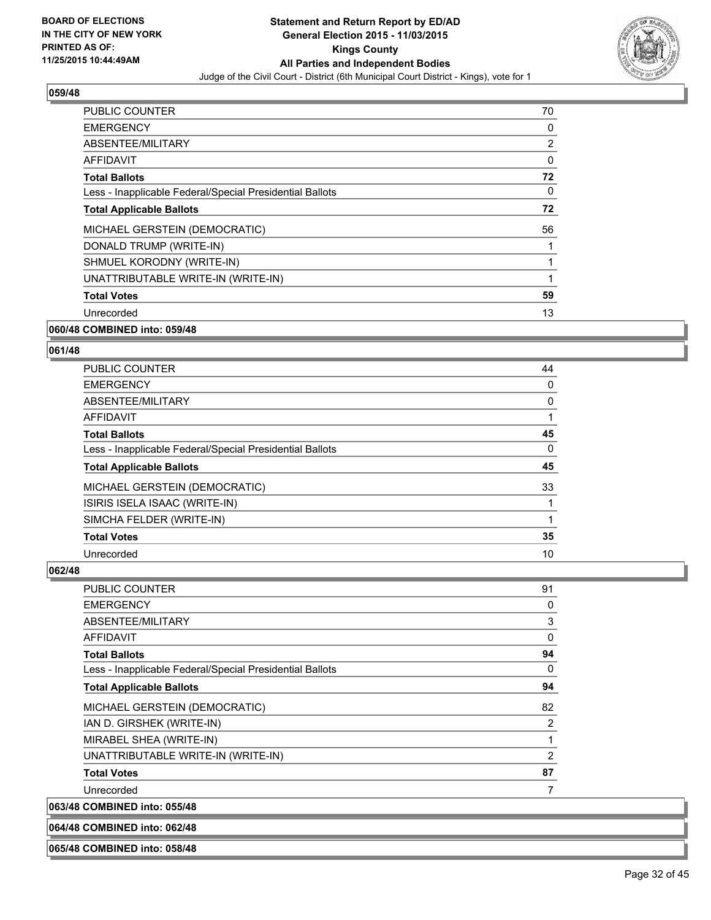### 059/48

| | |
|---|---|
| PUBLIC COUNTER | 70 |
| EMERGENCY | 0 |
| ABSENTEE/MILITARY | 2 |
| AFFIDAVIT | 0 |
| **Total Ballots** | **72** |
| Less - Inapplicable Federal/Special Presidential Ballots | 0 |
| **Total Applicable Ballots** | **72** |
| MICHAEL GERSTEIN (DEMOCRATIC) | 56 |
| DONALD TRUMP (WRITE-IN) | 1 |
| SHMUEL KORODNY (WRITE-IN) | 1 |
| UNATTRIBUTABLE WRITE-IN (WRITE-IN) | 1 |
| **Total Votes** | **59** |
| Unrecorded | 13 |

### 060/48 COMBINED into: 059/48

### 061/48

| | |
|---|---|
| PUBLIC COUNTER | 44 |
| EMERGENCY | 0 |
| ABSENTEE/MILITARY | 0 |
| AFFIDAVIT | 1 |
| **Total Ballots** | **45** |
| Less - Inapplicable Federal/Special Presidential Ballots | 0 |
| **Total Applicable Ballots** | **45** |
| MICHAEL GERSTEIN (DEMOCRATIC) | 33 |
| ISIRIS ISELA ISAAC (WRITE-IN) | 1 |
| SIMCHA FELDER (WRITE-IN) | 1 |
| **Total Votes** | **35** |
| Unrecorded | 10 |

### 062/48

| | |
|---|---|
| PUBLIC COUNTER | 91 |
| EMERGENCY | 0 |
| ABSENTEE/MILITARY | 3 |
| AFFIDAVIT | 0 |
| **Total Ballots** | **94** |
| Less - Inapplicable Federal/Special Presidential Ballots | 0 |
| **Total Applicable Ballots** | **94** |
| MICHAEL GERSTEIN (DEMOCRATIC) | 82 |
| IAN D. GIRSHEK (WRITE-IN) | 2 |
| MIRABEL SHEA (WRITE-IN) | 1 |
| UNATTRIBUTABLE WRITE-IN (WRITE-IN) | 2 |
| **Total Votes** | **87** |
| Unrecorded | 7 |

### 063/48 COMBINED into: 055/48

### 064/48 COMBINED into: 062/48

### 065/48 COMBINED into: 058/48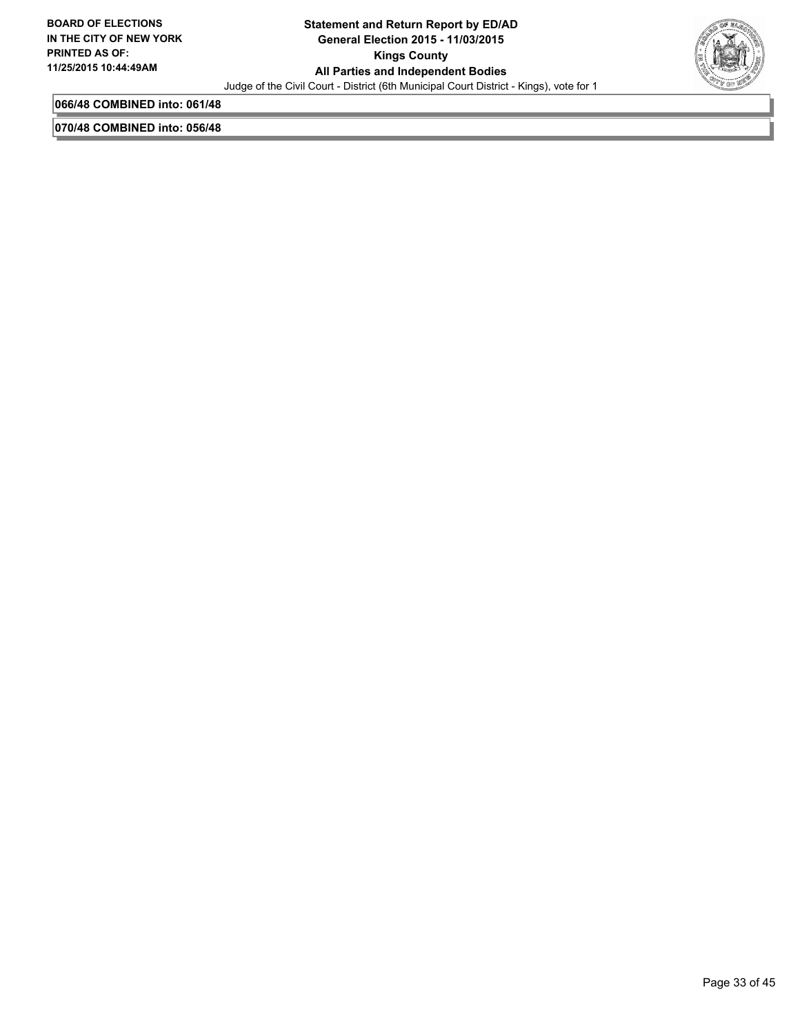**066/48 COMBINED into: 061/48**

**070/48 COMBINED into: 056/48**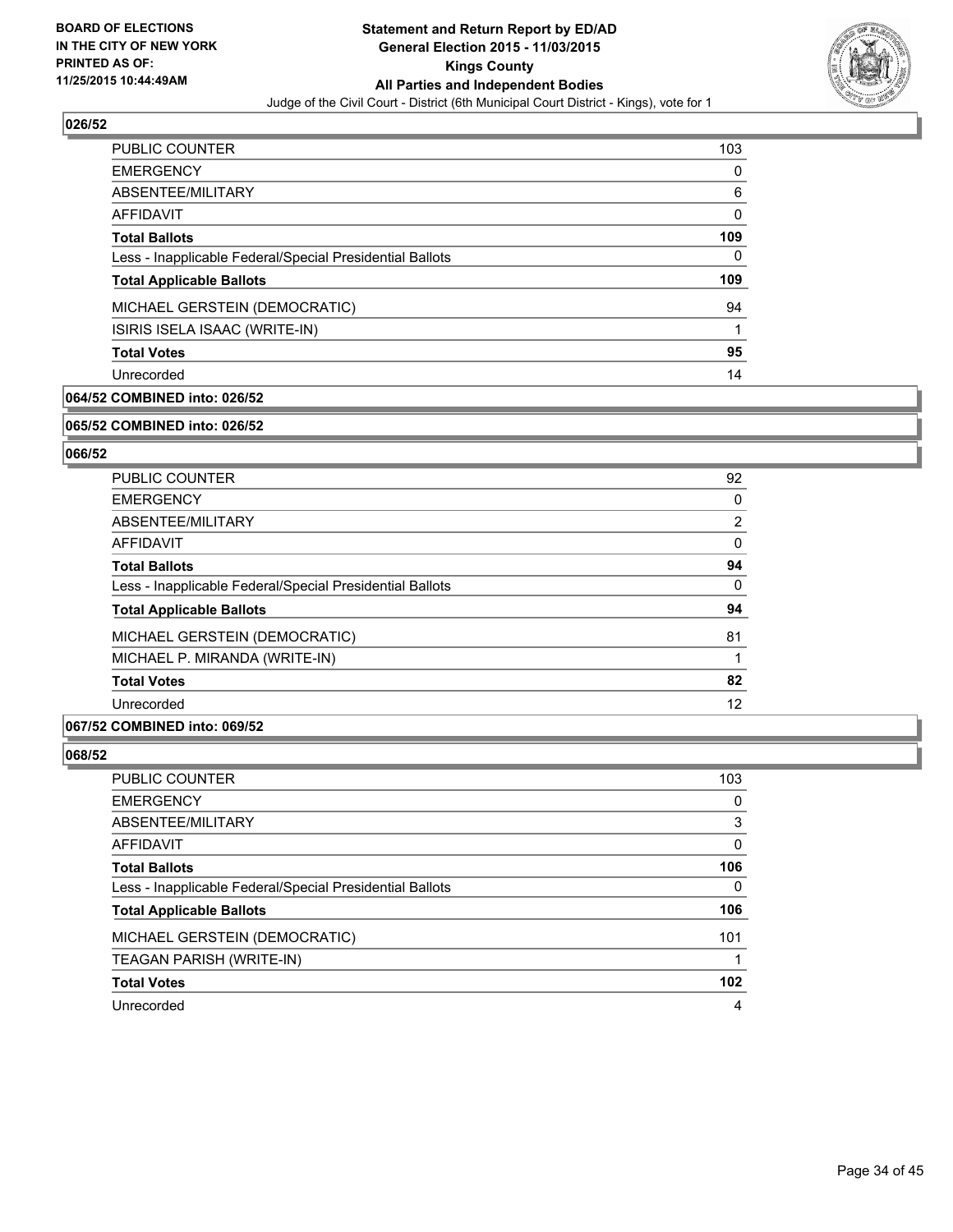**BOARD OF ELECTIONS IN THE CITY OF NEW YORK PRINTED AS OF: 11/25/2015 10:44:49AM**

**Statement and Return Report by ED/AD General Election 2015 - 11/03/2015 Kings County All Parties and Independent Bodies**

Judge of the Civil Court - District (6th Municipal Court District - Kings), vote for 1

## 026/52

| | |
|---|---|
| PUBLIC COUNTER | 103 |
| EMERGENCY | 0 |
| ABSENTEE/MILITARY | 6 |
| AFFIDAVIT | 0 |
| **Total Ballots** | **109** |
| Less - Inapplicable Federal/Special Presidential Ballots | 0 |
| **Total Applicable Ballots** | **109** |
| MICHAEL GERSTEIN (DEMOCRATIC) | 94 |
| ISIRIS ISELA ISAAC (WRITE-IN) | 1 |
| **Total Votes** | **95** |
| Unrecorded | 14 |

## 064/52 COMBINED into: 026/52

## 065/52 COMBINED into: 026/52

## 066/52

| | |
|---|---|
| PUBLIC COUNTER | 92 |
| EMERGENCY | 0 |
| ABSENTEE/MILITARY | 2 |
| AFFIDAVIT | 0 |
| **Total Ballots** | **94** |
| Less - Inapplicable Federal/Special Presidential Ballots | 0 |
| **Total Applicable Ballots** | **94** |
| MICHAEL GERSTEIN (DEMOCRATIC) | 81 |
| MICHAEL P. MIRANDA (WRITE-IN) | 1 |
| **Total Votes** | **82** |
| Unrecorded | 12 |

## 067/52 COMBINED into: 069/52

## 068/52

| | |
|---|---|
| PUBLIC COUNTER | 103 |
| EMERGENCY | 0 |
| ABSENTEE/MILITARY | 3 |
| AFFIDAVIT | 0 |
| **Total Ballots** | **106** |
| Less - Inapplicable Federal/Special Presidential Ballots | 0 |
| **Total Applicable Ballots** | **106** |
| MICHAEL GERSTEIN (DEMOCRATIC) | 101 |
| TEAGAN PARISH (WRITE-IN) | 1 |
| **Total Votes** | **102** |
| Unrecorded | 4 |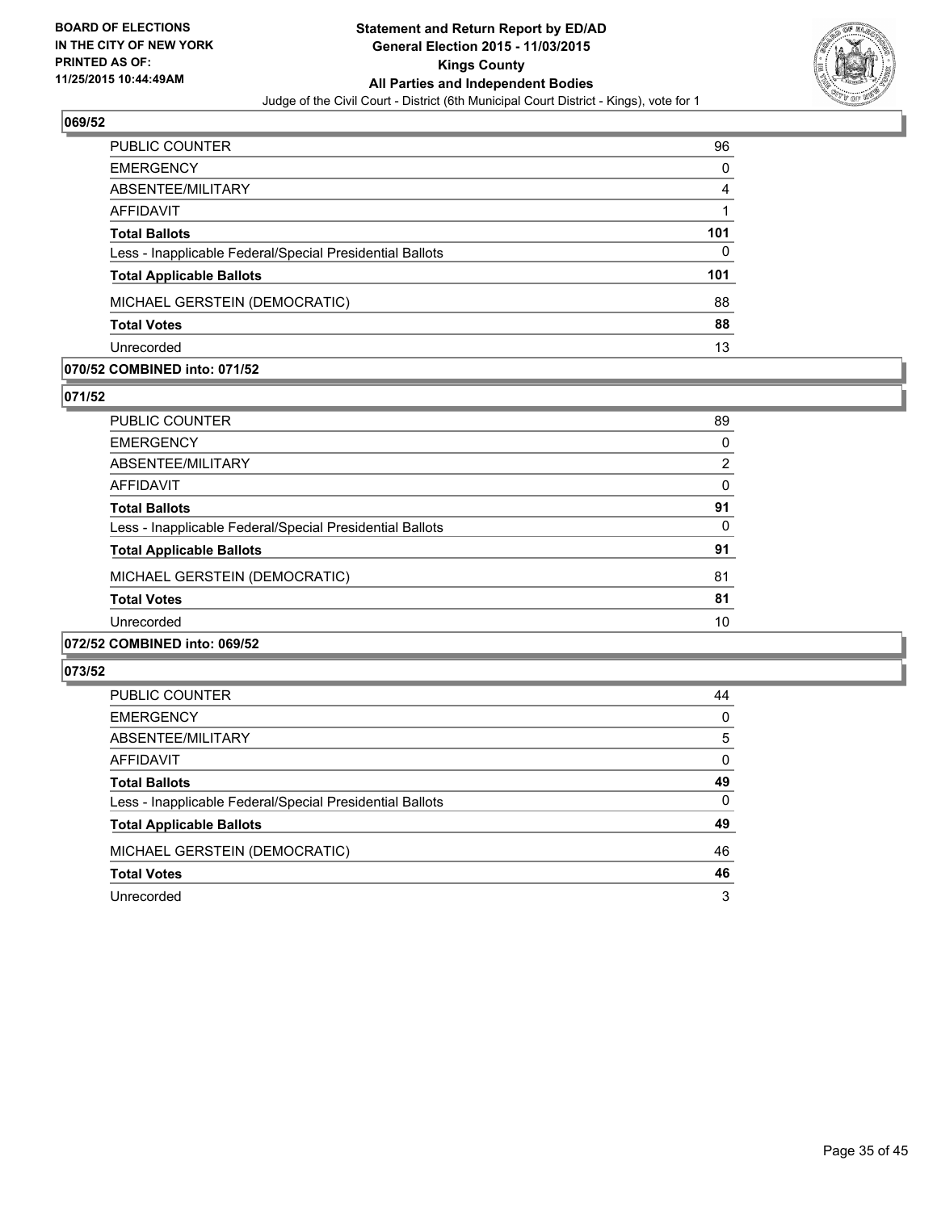## 069/52

| | |
|---|---|
| PUBLIC COUNTER | 96 |
| EMERGENCY | 0 |
| ABSENTEE/MILITARY | 4 |
| AFFIDAVIT | 1 |
| **Total Ballots** | **101** |
| Less - Inapplicable Federal/Special Presidential Ballots | 0 |
| **Total Applicable Ballots** | **101** |
| MICHAEL GERSTEIN (DEMOCRATIC) | 88 |
| **Total Votes** | **88** |
| Unrecorded | 13 |

## 070/52 COMBINED into: 071/52

## 071/52

| | |
|---|---|
| PUBLIC COUNTER | 89 |
| EMERGENCY | 0 |
| ABSENTEE/MILITARY | 2 |
| AFFIDAVIT | 0 |
| **Total Ballots** | **91** |
| Less - Inapplicable Federal/Special Presidential Ballots | 0 |
| **Total Applicable Ballots** | **91** |
| MICHAEL GERSTEIN (DEMOCRATIC) | 81 |
| **Total Votes** | **81** |
| Unrecorded | 10 |

## 072/52 COMBINED into: 069/52

## 073/52

| | |
|---|---|
| PUBLIC COUNTER | 44 |
| EMERGENCY | 0 |
| ABSENTEE/MILITARY | 5 |
| AFFIDAVIT | 0 |
| **Total Ballots** | **49** |
| Less - Inapplicable Federal/Special Presidential Ballots | 0 |
| **Total Applicable Ballots** | **49** |
| MICHAEL GERSTEIN (DEMOCRATIC) | 46 |
| **Total Votes** | **46** |
| Unrecorded | 3 |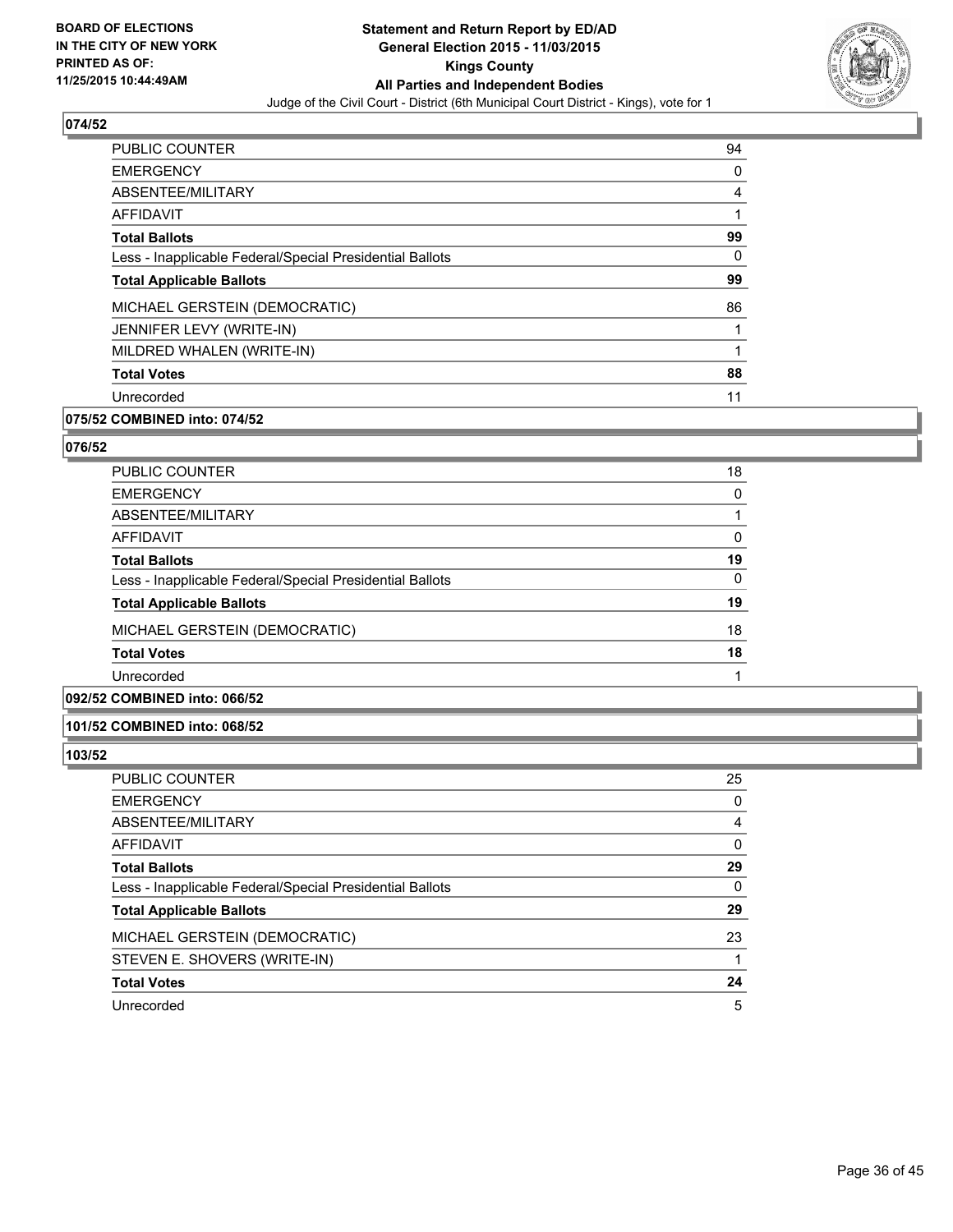## 074/52

| | |
|---|---|
| PUBLIC COUNTER | 94 |
| EMERGENCY | 0 |
| ABSENTEE/MILITARY | 4 |
| AFFIDAVIT | 1 |
| **Total Ballots** | **99** |
| Less - Inapplicable Federal/Special Presidential Ballots | 0 |
| **Total Applicable Ballots** | **99** |
| MICHAEL GERSTEIN (DEMOCRATIC) | 86 |
| JENNIFER LEVY (WRITE-IN) | 1 |
| MILDRED WHALEN (WRITE-IN) | 1 |
| **Total Votes** | **88** |
| Unrecorded | 11 |

## 075/52 COMBINED into: 074/52

## 076/52

| | |
|---|---|
| PUBLIC COUNTER | 18 |
| EMERGENCY | 0 |
| ABSENTEE/MILITARY | 1 |
| AFFIDAVIT | 0 |
| **Total Ballots** | **19** |
| Less - Inapplicable Federal/Special Presidential Ballots | 0 |
| **Total Applicable Ballots** | **19** |
| MICHAEL GERSTEIN (DEMOCRATIC) | 18 |
| **Total Votes** | **18** |
| Unrecorded | 1 |

## 092/52 COMBINED into: 066/52

## 101/52 COMBINED into: 068/52

## 103/52

| | |
|---|---|
| PUBLIC COUNTER | 25 |
| EMERGENCY | 0 |
| ABSENTEE/MILITARY | 4 |
| AFFIDAVIT | 0 |
| **Total Ballots** | **29** |
| Less - Inapplicable Federal/Special Presidential Ballots | 0 |
| **Total Applicable Ballots** | **29** |
| MICHAEL GERSTEIN (DEMOCRATIC) | 23 |
| STEVEN E. SHOVERS (WRITE-IN) | 1 |
| **Total Votes** | **24** |
| Unrecorded | 5 |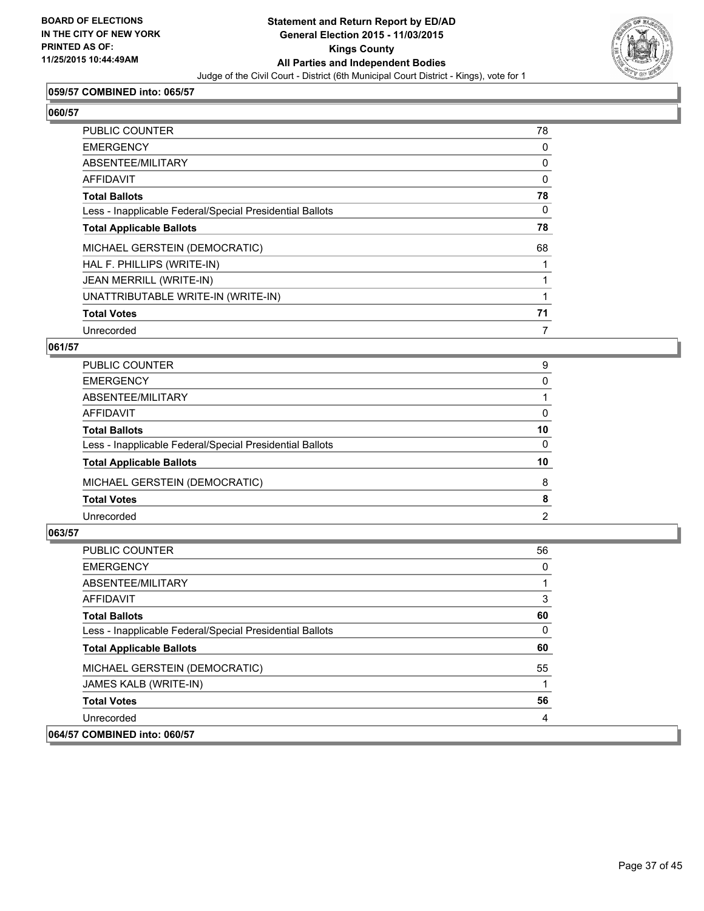BOARD OF ELECTIONS
IN THE CITY OF NEW YORK
PRINTED AS OF:
11/25/2015 10:44:49AM

**Statement and Return Report by ED/AD**
**General Election 2015 - 11/03/2015**
**Kings County**
**All Parties and Independent Bodies**
Judge of the Civil Court - District (6th Municipal Court District - Kings), vote for 1

### 059/57 COMBINED into: 065/57

### 060/57

| | |
|---|---|
| PUBLIC COUNTER | 78 |
| EMERGENCY | 0 |
| ABSENTEE/MILITARY | 0 |
| AFFIDAVIT | 0 |
| **Total Ballots** | **78** |
| Less - Inapplicable Federal/Special Presidential Ballots | 0 |
| **Total Applicable Ballots** | **78** |
| MICHAEL GERSTEIN (DEMOCRATIC) | 68 |
| HAL F. PHILLIPS (WRITE-IN) | 1 |
| JEAN MERRILL (WRITE-IN) | 1 |
| UNATTRIBUTABLE WRITE-IN (WRITE-IN) | 1 |
| **Total Votes** | **71** |
| Unrecorded | 7 |

### 061/57

| | |
|---|---|
| PUBLIC COUNTER | 9 |
| EMERGENCY | 0 |
| ABSENTEE/MILITARY | 1 |
| AFFIDAVIT | 0 |
| **Total Ballots** | **10** |
| Less - Inapplicable Federal/Special Presidential Ballots | 0 |
| **Total Applicable Ballots** | **10** |
| MICHAEL GERSTEIN (DEMOCRATIC) | 8 |
| **Total Votes** | **8** |
| Unrecorded | 2 |

### 063/57

| | |
|---|---|
| PUBLIC COUNTER | 56 |
| EMERGENCY | 0 |
| ABSENTEE/MILITARY | 1 |
| AFFIDAVIT | 3 |
| **Total Ballots** | **60** |
| Less - Inapplicable Federal/Special Presidential Ballots | 0 |
| **Total Applicable Ballots** | **60** |
| MICHAEL GERSTEIN (DEMOCRATIC) | 55 |
| JAMES KALB (WRITE-IN) | 1 |
| **Total Votes** | **56** |
| Unrecorded | 4 |

### 064/57 COMBINED into: 060/57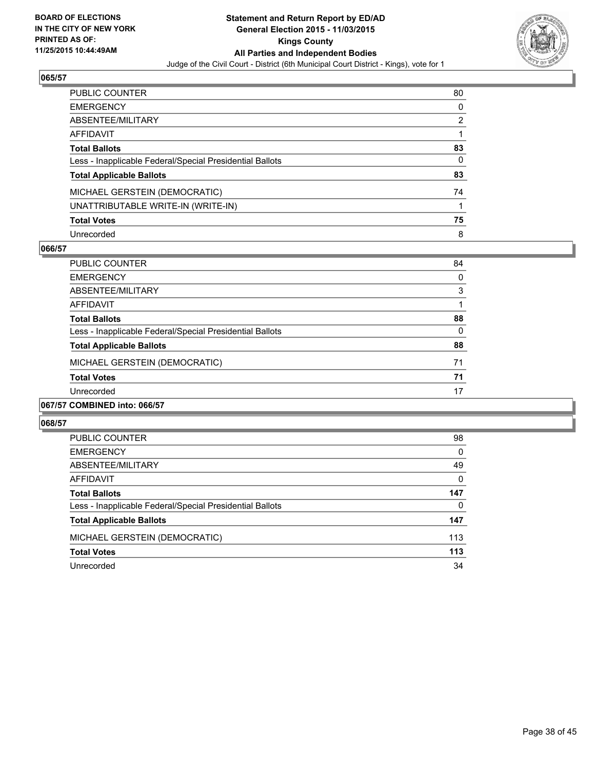**BOARD OF ELECTIONS IN THE CITY OF NEW YORK PRINTED AS OF: 11/25/2015 10:44:49AM**

**Statement and Return Report by ED/AD General Election 2015 - 11/03/2015 Kings County All Parties and Independent Bodies**

Judge of the Civil Court - District (6th Municipal Court District - Kings), vote for 1

## 065/57

| | |
|---|---|
| PUBLIC COUNTER | 80 |
| EMERGENCY | 0 |
| ABSENTEE/MILITARY | 2 |
| AFFIDAVIT | 1 |
| **Total Ballots** | **83** |
| Less - Inapplicable Federal/Special Presidential Ballots | 0 |
| **Total Applicable Ballots** | **83** |
| MICHAEL GERSTEIN (DEMOCRATIC) | 74 |
| UNATTRIBUTABLE WRITE-IN (WRITE-IN) | 1 |
| **Total Votes** | **75** |
| Unrecorded | 8 |

## 066/57

| | |
|---|---|
| PUBLIC COUNTER | 84 |
| EMERGENCY | 0 |
| ABSENTEE/MILITARY | 3 |
| AFFIDAVIT | 1 |
| **Total Ballots** | **88** |
| Less - Inapplicable Federal/Special Presidential Ballots | 0 |
| **Total Applicable Ballots** | **88** |
| MICHAEL GERSTEIN (DEMOCRATIC) | 71 |
| **Total Votes** | **71** |
| Unrecorded | 17 |

## 067/57 COMBINED into: 066/57

## 068/57

| | |
|---|---|
| PUBLIC COUNTER | 98 |
| EMERGENCY | 0 |
| ABSENTEE/MILITARY | 49 |
| AFFIDAVIT | 0 |
| **Total Ballots** | **147** |
| Less - Inapplicable Federal/Special Presidential Ballots | 0 |
| **Total Applicable Ballots** | **147** |
| MICHAEL GERSTEIN (DEMOCRATIC) | 113 |
| **Total Votes** | **113** |
| Unrecorded | 34 |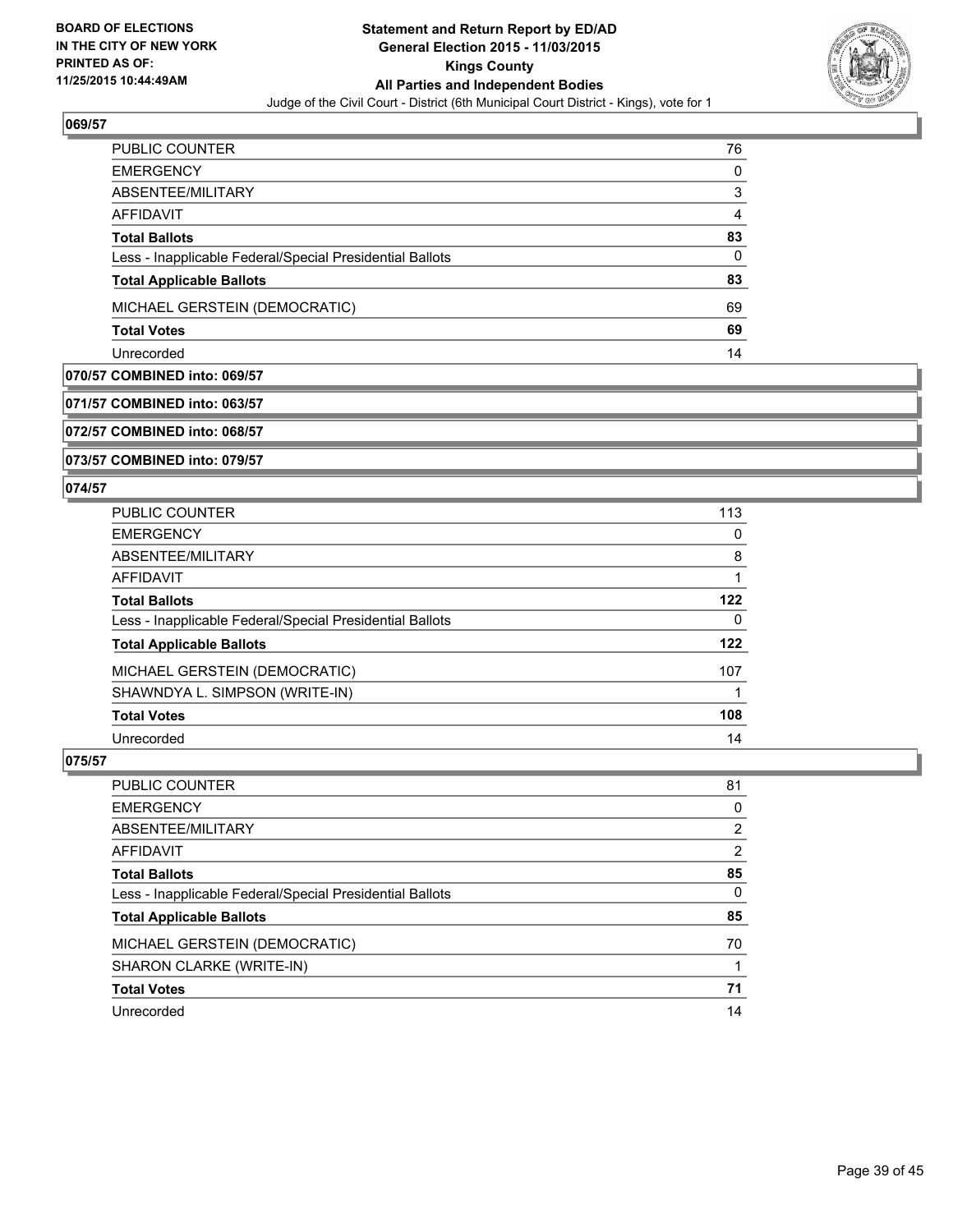**Statement and Return Report by ED/AD**
**General Election 2015 - 11/03/2015**
**Kings County**
**All Parties and Independent Bodies**
Judge of the Civil Court - District (6th Municipal Court District - Kings), vote for 1

BOARD OF ELECTIONS IN THE CITY OF NEW YORK PRINTED AS OF: 11/25/2015 10:44:49AM

## 069/57

| | |
|---|---|
| PUBLIC COUNTER | 76 |
| EMERGENCY | 0 |
| ABSENTEE/MILITARY | 3 |
| AFFIDAVIT | 4 |
| **Total Ballots** | **83** |
| Less - Inapplicable Federal/Special Presidential Ballots | 0 |
| **Total Applicable Ballots** | **83** |
| MICHAEL GERSTEIN (DEMOCRATIC) | 69 |
| **Total Votes** | **69** |
| Unrecorded | 14 |

**070/57 COMBINED into: 069/57**

**071/57 COMBINED into: 063/57**

**072/57 COMBINED into: 068/57**

**073/57 COMBINED into: 079/57**

## 074/57

| | |
|---|---|
| PUBLIC COUNTER | 113 |
| EMERGENCY | 0 |
| ABSENTEE/MILITARY | 8 |
| AFFIDAVIT | 1 |
| **Total Ballots** | **122** |
| Less - Inapplicable Federal/Special Presidential Ballots | 0 |
| **Total Applicable Ballots** | **122** |
| MICHAEL GERSTEIN (DEMOCRATIC) | 107 |
| SHAWNDYA L. SIMPSON (WRITE-IN) | 1 |
| **Total Votes** | **108** |
| Unrecorded | 14 |

## 075/57

| | |
|---|---|
| PUBLIC COUNTER | 81 |
| EMERGENCY | 0 |
| ABSENTEE/MILITARY | 2 |
| AFFIDAVIT | 2 |
| **Total Ballots** | **85** |
| Less - Inapplicable Federal/Special Presidential Ballots | 0 |
| **Total Applicable Ballots** | **85** |
| MICHAEL GERSTEIN (DEMOCRATIC) | 70 |
| SHARON CLARKE (WRITE-IN) | 1 |
| **Total Votes** | **71** |
| Unrecorded | 14 |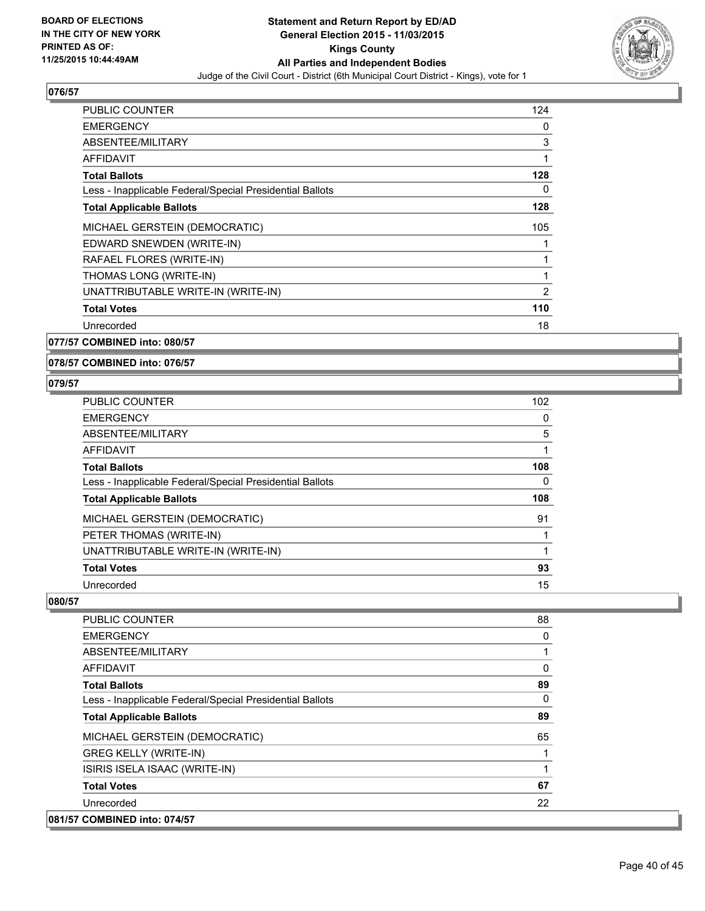**076/57**

| | |
|---|---|
| PUBLIC COUNTER | 124 |
| EMERGENCY | 0 |
| ABSENTEE/MILITARY | 3 |
| AFFIDAVIT | 1 |
| **Total Ballots** | **128** |
| Less - Inapplicable Federal/Special Presidential Ballots | 0 |
| **Total Applicable Ballots** | **128** |
| MICHAEL GERSTEIN (DEMOCRATIC) | 105 |
| EDWARD SNEWDEN (WRITE-IN) | 1 |
| RAFAEL FLORES (WRITE-IN) | 1 |
| THOMAS LONG (WRITE-IN) | 1 |
| UNATTRIBUTABLE WRITE-IN (WRITE-IN) | 2 |
| **Total Votes** | **110** |
| Unrecorded | 18 |

**077/57 COMBINED into: 080/57**

**078/57 COMBINED into: 076/57**

**079/57**

| | |
|---|---|
| PUBLIC COUNTER | 102 |
| EMERGENCY | 0 |
| ABSENTEE/MILITARY | 5 |
| AFFIDAVIT | 1 |
| **Total Ballots** | **108** |
| Less - Inapplicable Federal/Special Presidential Ballots | 0 |
| **Total Applicable Ballots** | **108** |
| MICHAEL GERSTEIN (DEMOCRATIC) | 91 |
| PETER THOMAS (WRITE-IN) | 1 |
| UNATTRIBUTABLE WRITE-IN (WRITE-IN) | 1 |
| **Total Votes** | **93** |
| Unrecorded | 15 |

**080/57**

| | |
|---|---|
| PUBLIC COUNTER | 88 |
| EMERGENCY | 0 |
| ABSENTEE/MILITARY | 1 |
| AFFIDAVIT | 0 |
| **Total Ballots** | **89** |
| Less - Inapplicable Federal/Special Presidential Ballots | 0 |
| **Total Applicable Ballots** | **89** |
| MICHAEL GERSTEIN (DEMOCRATIC) | 65 |
| GREG KELLY (WRITE-IN) | 1 |
| ISIRIS ISELA ISAAC (WRITE-IN) | 1 |
| **Total Votes** | **67** |
| Unrecorded | 22 |

**081/57 COMBINED into: 074/57**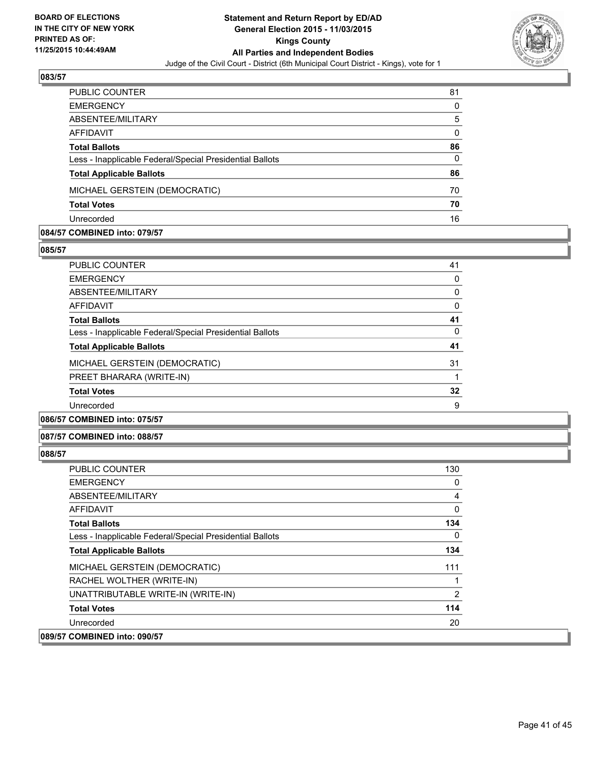## 083/57

| | |
|---|---|
| PUBLIC COUNTER | 81 |
| EMERGENCY | 0 |
| ABSENTEE/MILITARY | 5 |
| AFFIDAVIT | 0 |
| **Total Ballots** | **86** |
| Less - Inapplicable Federal/Special Presidential Ballots | 0 |
| **Total Applicable Ballots** | **86** |
| MICHAEL GERSTEIN (DEMOCRATIC) | 70 |
| **Total Votes** | **70** |
| Unrecorded | 16 |

**084/57 COMBINED into: 079/57**

## 085/57

| | |
|---|---|
| PUBLIC COUNTER | 41 |
| EMERGENCY | 0 |
| ABSENTEE/MILITARY | 0 |
| AFFIDAVIT | 0 |
| **Total Ballots** | **41** |
| Less - Inapplicable Federal/Special Presidential Ballots | 0 |
| **Total Applicable Ballots** | **41** |
| MICHAEL GERSTEIN (DEMOCRATIC) | 31 |
| PREET BHARARA (WRITE-IN) | 1 |
| **Total Votes** | **32** |
| Unrecorded | 9 |

**086/57 COMBINED into: 075/57**

**087/57 COMBINED into: 088/57**

## 088/57

| | |
|---|---|
| PUBLIC COUNTER | 130 |
| EMERGENCY | 0 |
| ABSENTEE/MILITARY | 4 |
| AFFIDAVIT | 0 |
| **Total Ballots** | **134** |
| Less - Inapplicable Federal/Special Presidential Ballots | 0 |
| **Total Applicable Ballots** | **134** |
| MICHAEL GERSTEIN (DEMOCRATIC) | 111 |
| RACHEL WOLTHER (WRITE-IN) | 1 |
| UNATTRIBUTABLE WRITE-IN (WRITE-IN) | 2 |
| **Total Votes** | **114** |
| Unrecorded | 20 |

**089/57 COMBINED into: 090/57**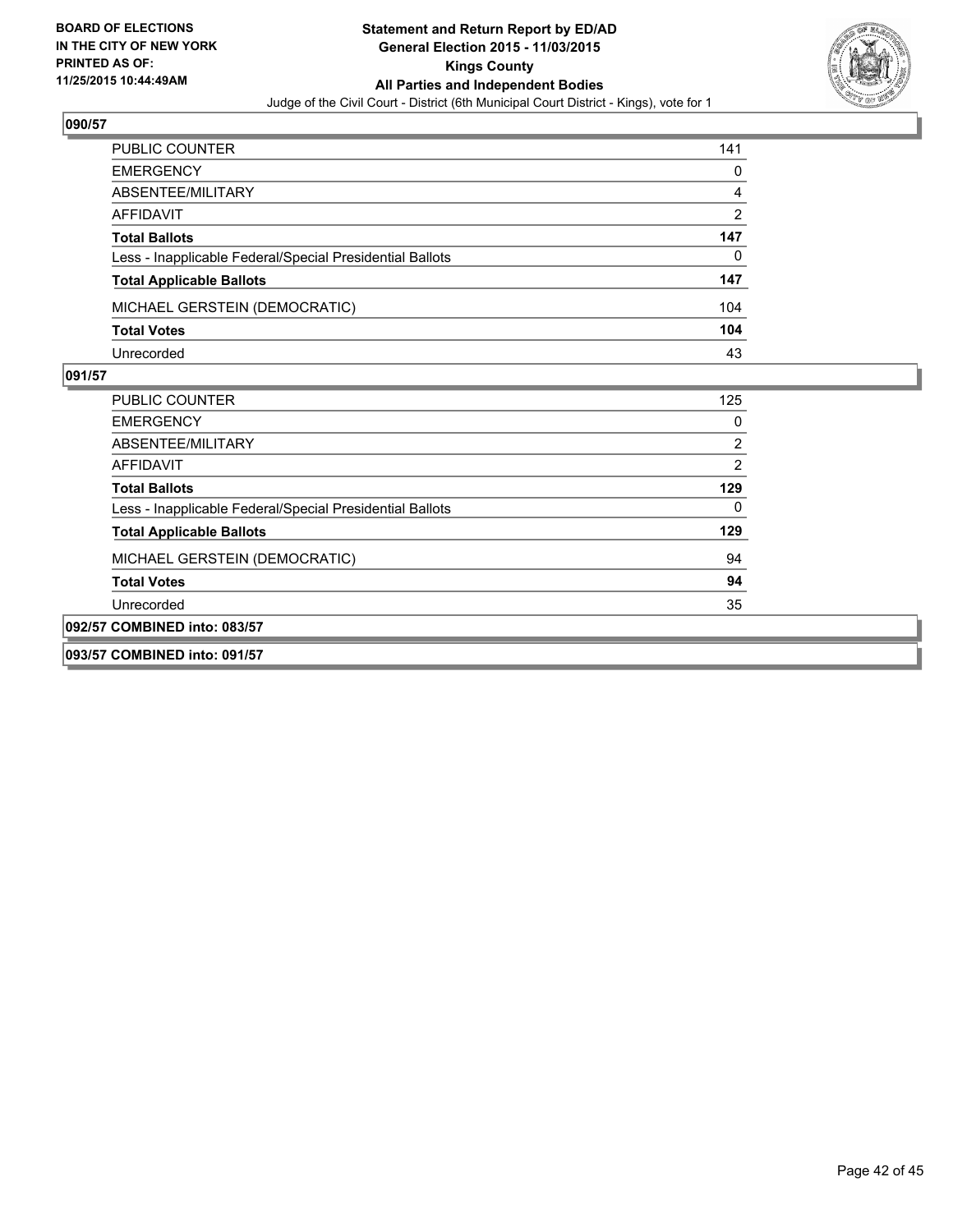BOARD OF ELECTIONS
IN THE CITY OF NEW YORK
PRINTED AS OF:
11/25/2015 10:44:49AM

**Statement and Return Report by ED/AD**
**General Election 2015 - 11/03/2015**
**Kings County**
**All Parties and Independent Bodies**
Judge of the Civil Court - District (6th Municipal Court District - Kings), vote for 1

### 090/57

| | |
|---|---|
| PUBLIC COUNTER | 141 |
| EMERGENCY | 0 |
| ABSENTEE/MILITARY | 4 |
| AFFIDAVIT | 2 |
| **Total Ballots** | **147** |
| Less - Inapplicable Federal/Special Presidential Ballots | 0 |
| **Total Applicable Ballots** | **147** |
| MICHAEL GERSTEIN (DEMOCRATIC) | 104 |
| **Total Votes** | **104** |
| Unrecorded | 43 |

### 091/57

| | |
|---|---|
| PUBLIC COUNTER | 125 |
| EMERGENCY | 0 |
| ABSENTEE/MILITARY | 2 |
| AFFIDAVIT | 2 |
| **Total Ballots** | **129** |
| Less - Inapplicable Federal/Special Presidential Ballots | 0 |
| **Total Applicable Ballots** | **129** |
| MICHAEL GERSTEIN (DEMOCRATIC) | 94 |
| **Total Votes** | **94** |
| Unrecorded | 35 |

### 092/57 COMBINED into: 083/57

### 093/57 COMBINED into: 091/57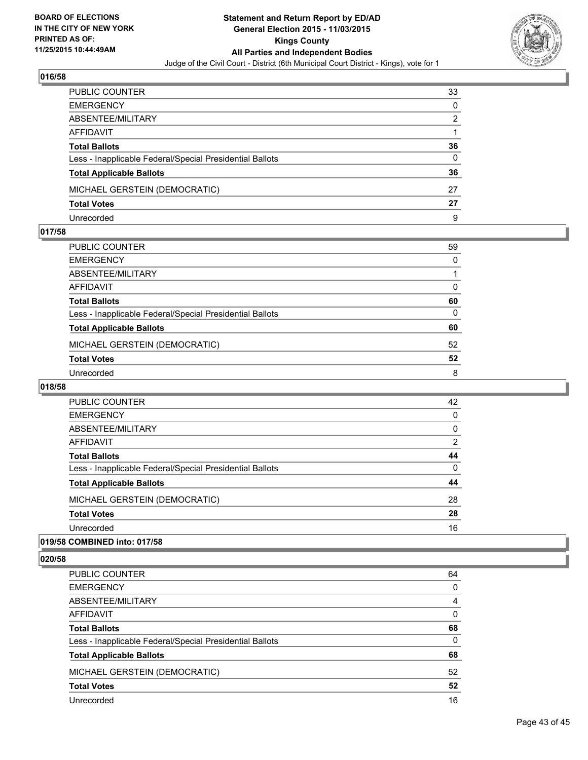**BOARD OF ELECTIONS IN THE CITY OF NEW YORK PRINTED AS OF: 11/25/2015 10:44:49AM**

**Statement and Return Report by ED/AD General Election 2015 - 11/03/2015 Kings County All Parties and Independent Bodies**

Judge of the Civil Court - District (6th Municipal Court District - Kings), vote for 1

### 016/58

| | |
|---|---|
| PUBLIC COUNTER | 33 |
| EMERGENCY | 0 |
| ABSENTEE/MILITARY | 2 |
| AFFIDAVIT | 1 |
| **Total Ballots** | **36** |
| Less - Inapplicable Federal/Special Presidential Ballots | 0 |
| **Total Applicable Ballots** | **36** |
| MICHAEL GERSTEIN (DEMOCRATIC) | 27 |
| **Total Votes** | **27** |
| Unrecorded | 9 |

### 017/58

| | |
|---|---|
| PUBLIC COUNTER | 59 |
| EMERGENCY | 0 |
| ABSENTEE/MILITARY | 1 |
| AFFIDAVIT | 0 |
| **Total Ballots** | **60** |
| Less - Inapplicable Federal/Special Presidential Ballots | 0 |
| **Total Applicable Ballots** | **60** |
| MICHAEL GERSTEIN (DEMOCRATIC) | 52 |
| **Total Votes** | **52** |
| Unrecorded | 8 |

### 018/58

| | |
|---|---|
| PUBLIC COUNTER | 42 |
| EMERGENCY | 0 |
| ABSENTEE/MILITARY | 0 |
| AFFIDAVIT | 2 |
| **Total Ballots** | **44** |
| Less - Inapplicable Federal/Special Presidential Ballots | 0 |
| **Total Applicable Ballots** | **44** |
| MICHAEL GERSTEIN (DEMOCRATIC) | 28 |
| **Total Votes** | **28** |
| Unrecorded | 16 |

### 019/58 COMBINED into: 017/58

### 020/58

| | |
|---|---|
| PUBLIC COUNTER | 64 |
| EMERGENCY | 0 |
| ABSENTEE/MILITARY | 4 |
| AFFIDAVIT | 0 |
| **Total Ballots** | **68** |
| Less - Inapplicable Federal/Special Presidential Ballots | 0 |
| **Total Applicable Ballots** | **68** |
| MICHAEL GERSTEIN (DEMOCRATIC) | 52 |
| **Total Votes** | **52** |
| Unrecorded | 16 |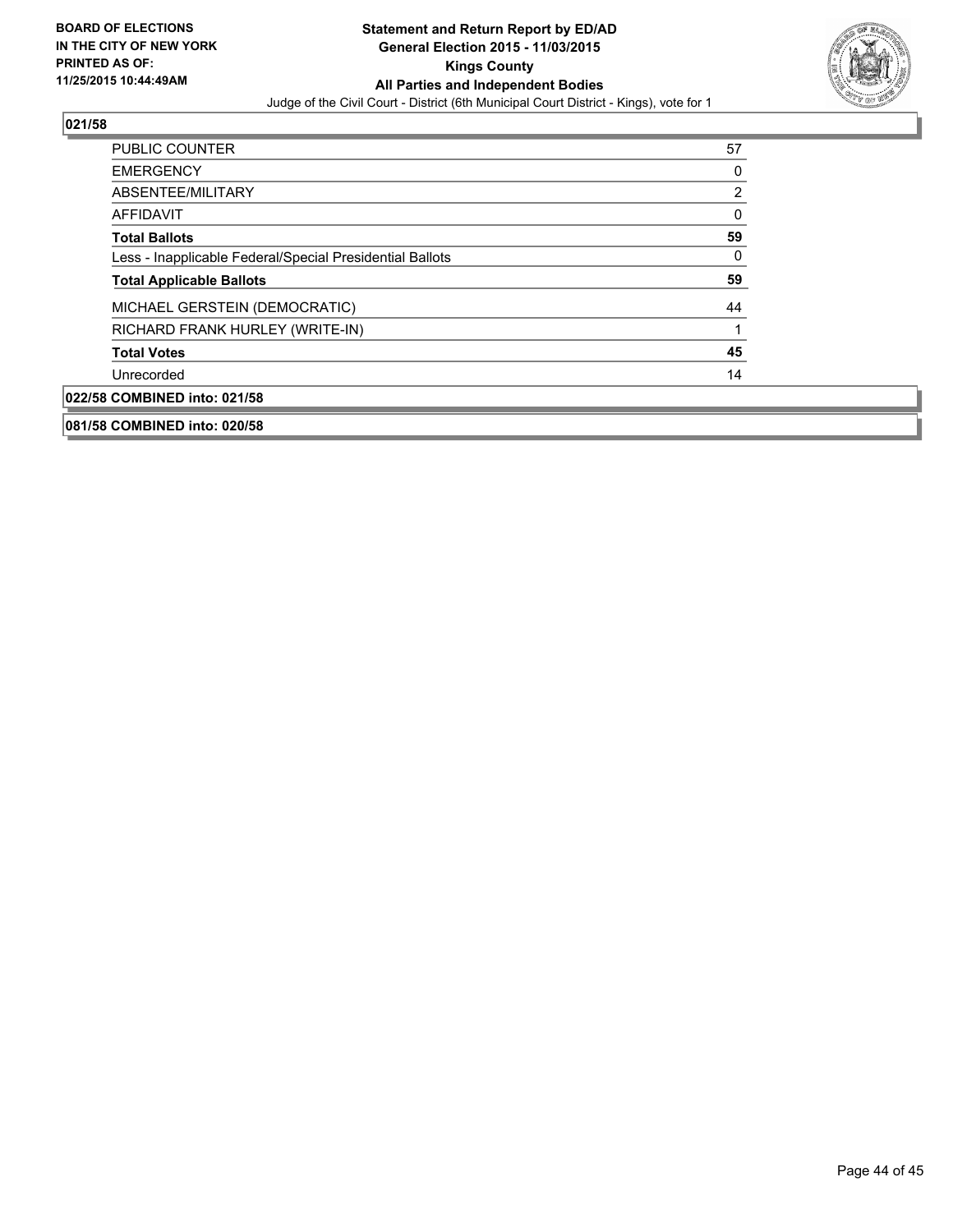BOARD OF ELECTIONS
IN THE CITY OF NEW YORK
PRINTED AS OF:
11/25/2015 10:44:49AM

**Statement and Return Report by ED/AD**
**General Election 2015 - 11/03/2015**
**Kings County**
**All Parties and Independent Bodies**
Judge of the Civil Court - District (6th Municipal Court District - Kings), vote for 1

## 021/58

| | |
|---|---|
| PUBLIC COUNTER | 57 |
| EMERGENCY | 0 |
| ABSENTEE/MILITARY | 2 |
| AFFIDAVIT | 0 |
| **Total Ballots** | **59** |
| Less - Inapplicable Federal/Special Presidential Ballots | 0 |
| **Total Applicable Ballots** | **59** |
| MICHAEL GERSTEIN (DEMOCRATIC) | 44 |
| RICHARD FRANK HURLEY (WRITE-IN) | 1 |
| **Total Votes** | **45** |
| Unrecorded | 14 |

## 022/58 COMBINED into: 021/58

## 081/58 COMBINED into: 020/58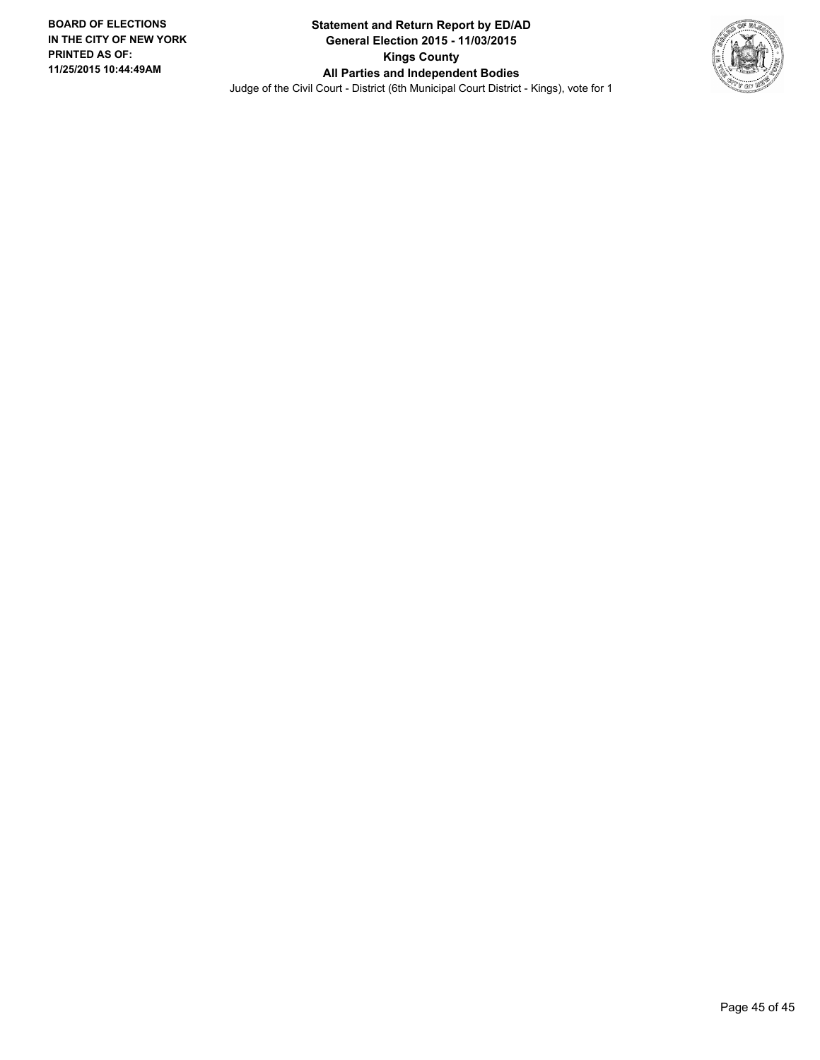**BOARD OF ELECTIONS IN THE CITY OF NEW YORK PRINTED AS OF: 11/25/2015 10:44:49AM**

**Statement and Return Report by ED/AD**
**General Election 2015 - 11/03/2015**
**Kings County**
**All Parties and Independent Bodies**
Judge of the Civil Court - District (6th Municipal Court District - Kings), vote for 1